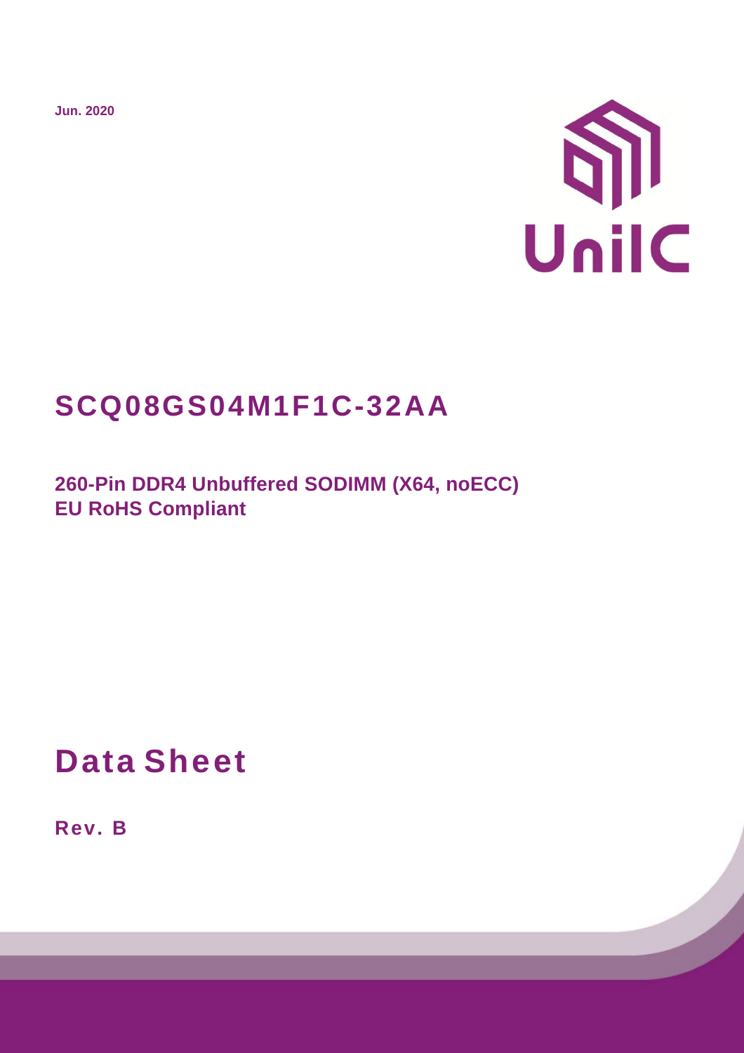Jun. 2020

UniIC

# SCQ08GS04M1F1C-32AA

## 260-Pin DDR4 Unbuffered SODIMM (X64, noECC)
## EU RoHS Compliant

# Data Sheet

**Rev. B**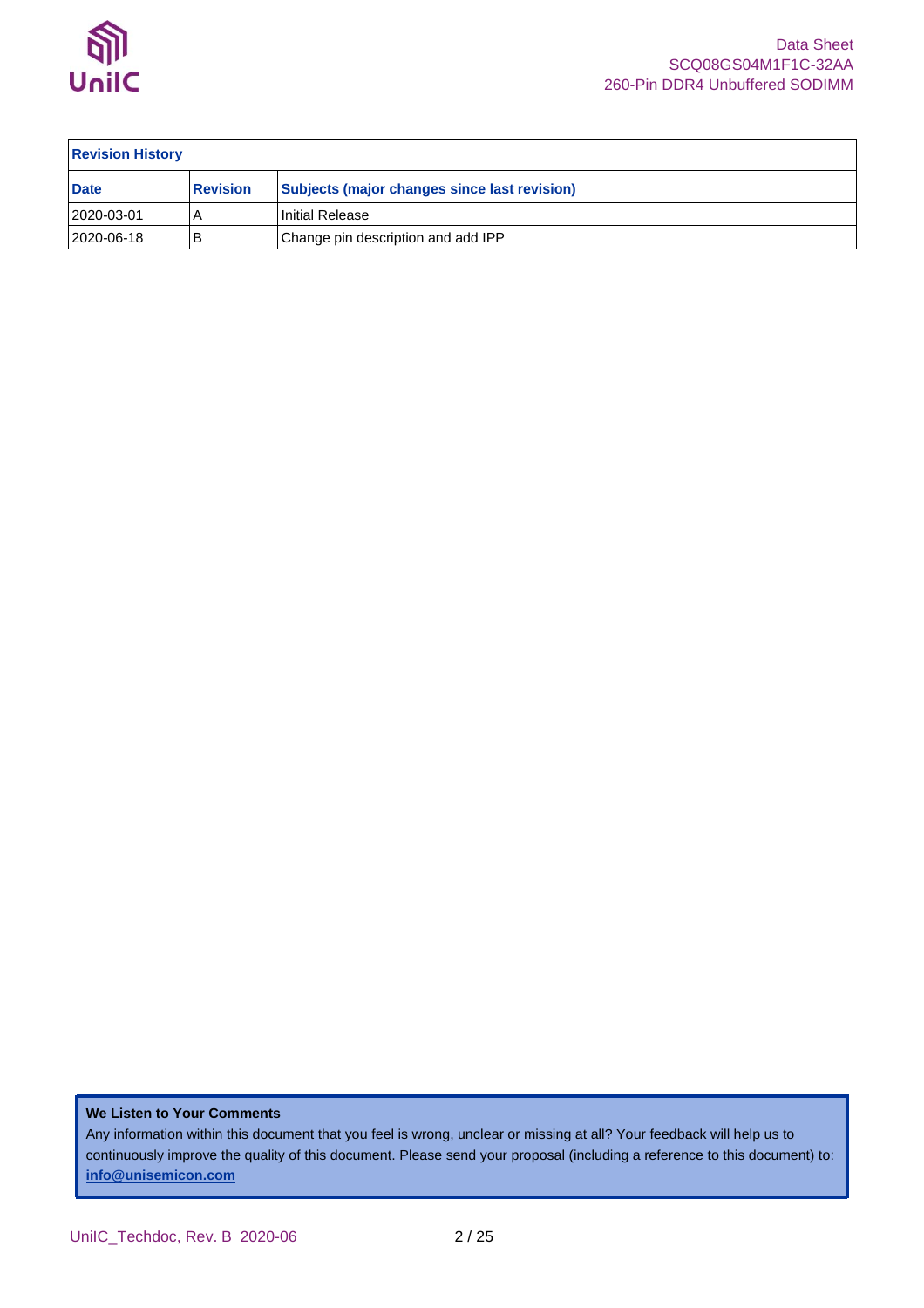| Revision History | | |
|---|---|---|
| **Date** | **Revision** | **Subjects (major changes since last revision)** |
| 2020-03-01 | A | Initial Release |
| 2020-06-18 | B | Change pin description and add IPP |

**We Listen to Your Comments**

Any information within this document that you feel is wrong, unclear or missing at all? Your feedback will help us to continuously improve the quality of this document. Please send your proposal (including a reference to this document) to: **info@unisemicon.com**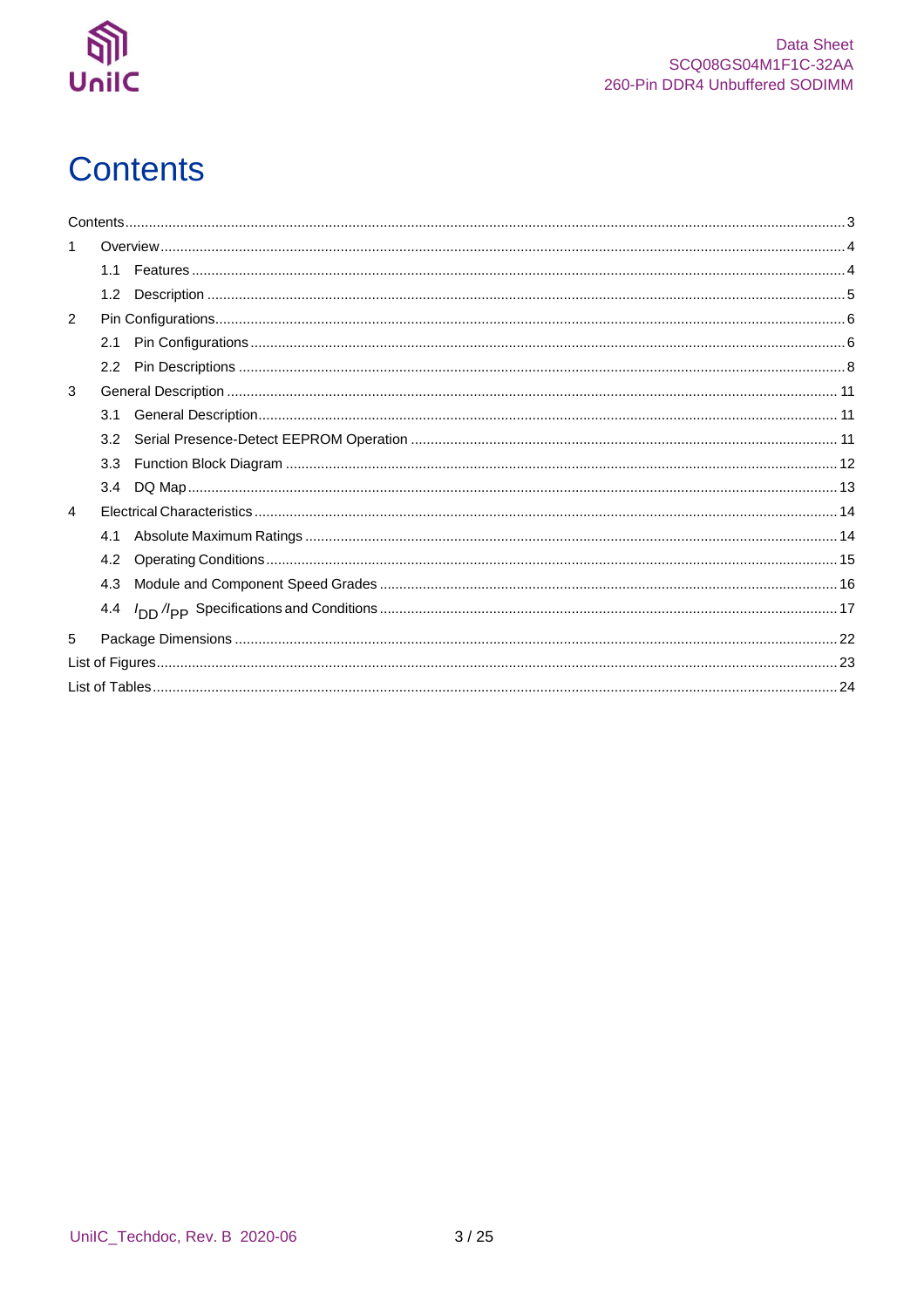# Contents

Contents ..... 3

1 Overview ..... 4

- 1.1 Features ..... 4
- 1.2 Description ..... 5

2 Pin Configurations ..... 6

- 2.1 Pin Configurations ..... 6
- 2.2 Pin Descriptions ..... 8

3 General Description ..... 11

- 3.1 General Description ..... 11
- 3.2 Serial Presence-Detect EEPROM Operation ..... 11
- 3.3 Function Block Diagram ..... 12
- 3.4 DQ Map ..... 13

4 Electrical Characteristics ..... 14

- 4.1 Absolute Maximum Ratings ..... 14
- 4.2 Operating Conditions ..... 15
- 4.3 Module and Component Speed Grades ..... 16
- 4.4 $I_{DD}$ / $I_{PP}$ Specifications and Conditions ..... 17

5 Package Dimensions ..... 22

List of Figures ..... 23

List of Tables ..... 24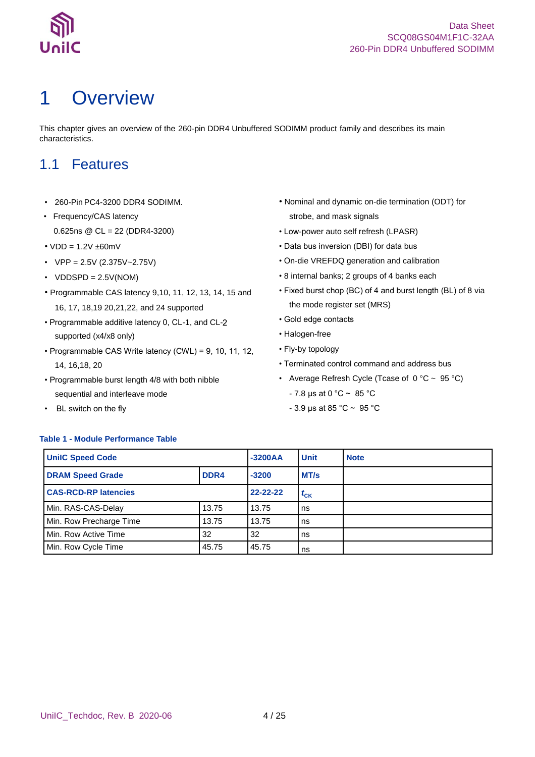# 1 Overview

This chapter gives an overview of the 260-pin DDR4 Unbuffered SODIMM product family and describes its main characteristics.

## 1.1 Features

- 260-Pin PC4-3200 DDR4 SODIMM.
- Frequency/CAS latency
  0.625ns @ CL = 22 (DDR4-3200)
- VDD = 1.2V ±60mV
- VPP = 2.5V (2.375V~2.75V)
- VDDSPD = 2.5V(NOM)
- Programmable CAS latency 9,10, 11, 12, 13, 14, 15 and 16, 17, 18,19 20,21,22, and 24 supported
- Programmable additive latency 0, CL-1, and CL-2 supported (x4/x8 only)
- Programmable CAS Write latency (CWL) = 9, 10, 11, 12, 14, 16,18, 20
- Programmable burst length 4/8 with both nibble sequential and interleave mode
- BL switch on the fly
- Nominal and dynamic on-die termination (ODT) for strobe, and mask signals
- Low-power auto self refresh (LPASR)
- Data bus inversion (DBI) for data bus
- On-die VREFDQ generation and calibration
- 8 internal banks; 2 groups of 4 banks each
- Fixed burst chop (BC) of 4 and burst length (BL) of 8 via the mode register set (MRS)
- Gold edge contacts
- Halogen-free
- Fly-by topology
- Terminated control command and address bus
- Average Refresh Cycle (Tcase of 0 °C ~ 95 °C)
  - 7.8 µs at 0 °C ~ 85 °C
  - 3.9 µs at 85 °C ~ 95 °C

**Table 1 - Module Performance Table**

| **UniIC Speed Code** | | **-3200AA** | **Unit** | **Note** |
|---|---|---|---|---|
| **DRAM Speed Grade** | **DDR4** | **-3200** | **MT/s** | |
| **CAS-RCD-RP latencies** | | **22-22-22** | $t_{CK}$ | |
| Min. RAS-CAS-Delay | 13.75 | 13.75 | ns | |
| Min. Row Precharge Time | 13.75 | 13.75 | ns | |
| Min. Row Active Time | 32 | 32 | ns | |
| Min. Row Cycle Time | 45.75 | 45.75 | ns | |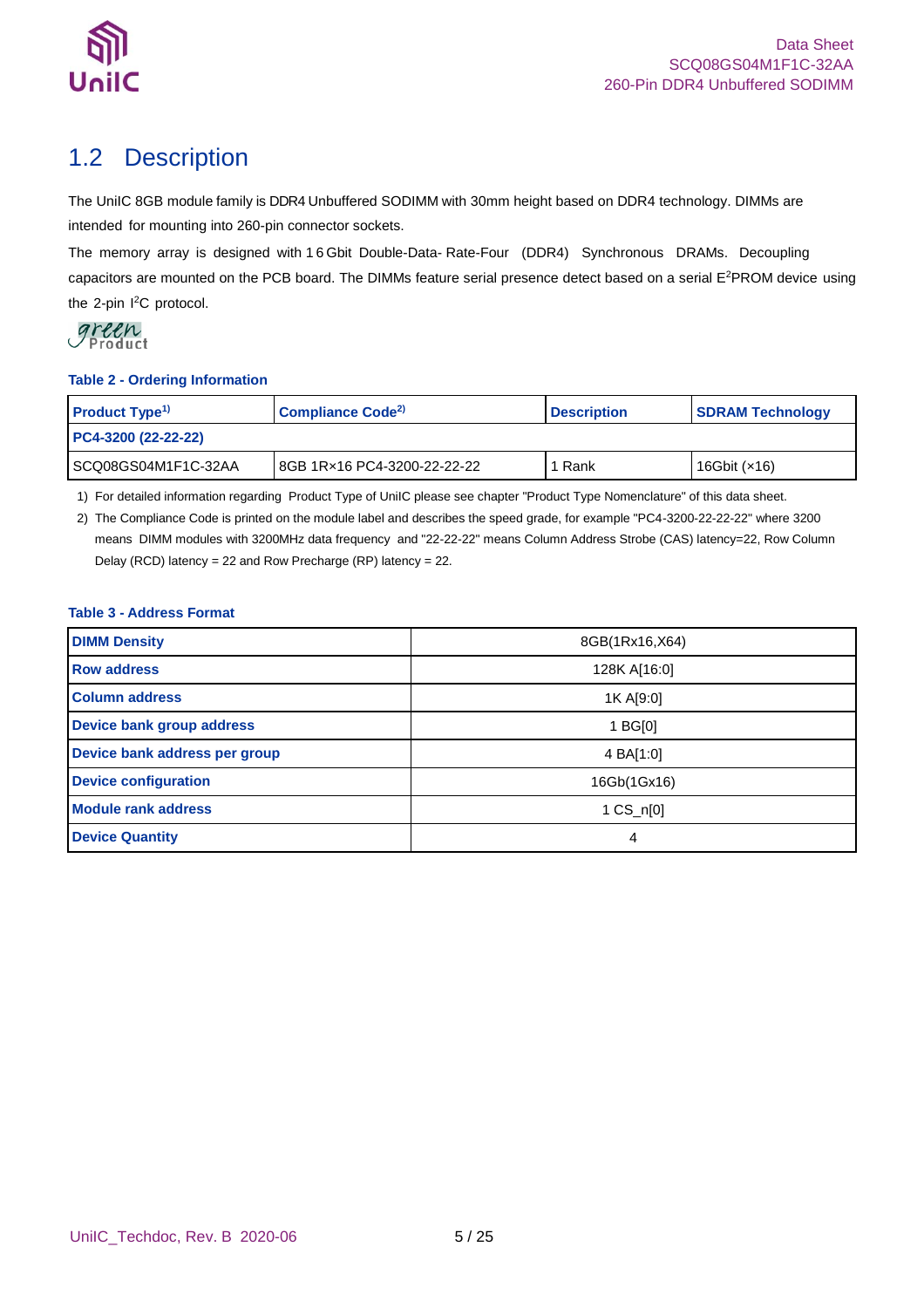## 1.2 Description

The UniIC 8GB module family is DDR4 Unbuffered SODIMM with 30mm height based on DDR4 technology. DIMMs are intended for mounting into 260-pin connector sockets.

The memory array is designed with 16Gbit Double-Data-Rate-Four (DDR4) Synchronous DRAMs. Decoupling capacitors are mounted on the PCB board. The DIMMs feature serial presence detect based on a serial $E^2$PROM device using the 2-pin $I^2$C protocol.

green Product

**Table 2 - Ordering Information**

| Product Type[1] | Compliance Code[2] | Description | SDRAM Technology |
|---|---|---|---|
| **PC4-3200 (22-22-22)** | | | |
| SCQ08GS04M1F1C-32AA | 8GB 1R×16 PC4-3200-22-22-22 | 1 Rank | 16Gbit (×16) |

1) For detailed information regarding Product Type of UniIC please see chapter "Product Type Nomenclature" of this data sheet.

2) The Compliance Code is printed on the module label and describes the speed grade, for example "PC4-3200-22-22-22" where 3200 means DIMM modules with 3200MHz data frequency and "22-22-22" means Column Address Strobe (CAS) latency=22, Row Column Delay (RCD) latency = 22 and Row Precharge (RP) latency = 22.

**Table 3 - Address Format**

| DIMM Density | 8GB(1Rx16,X64) |
|---|---|
| Row address | 128K A[16:0] |
| Column address | 1K A[9:0] |
| Device bank group address | 1 BG[0] |
| Device bank address per group | 4 BA[1:0] |
| Device configuration | 16Gb(1Gx16) |
| Module rank address | 1 CS_n[0] |
| Device Quantity | 4 |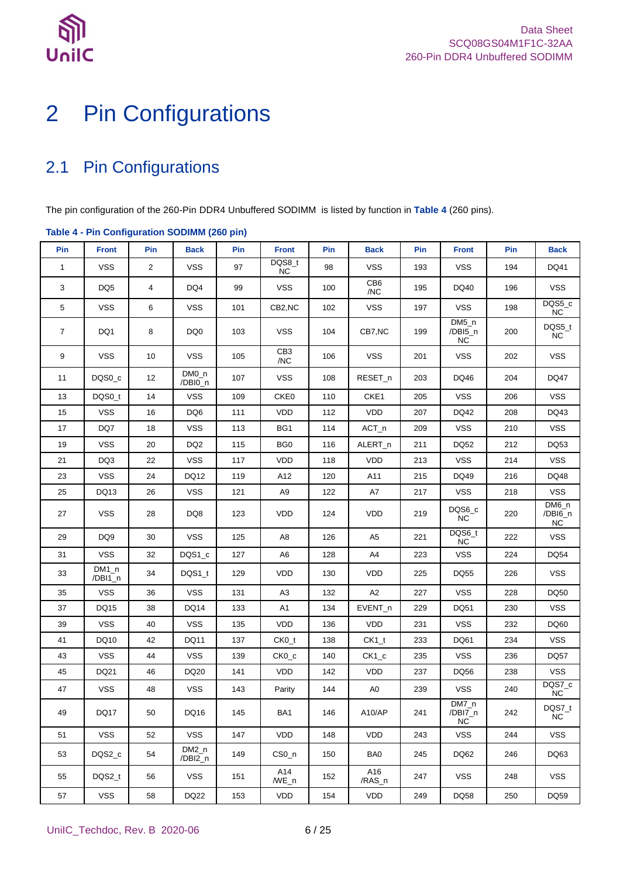# 2 Pin Configurations

## 2.1 Pin Configurations

The pin configuration of the 260-Pin DDR4 Unbuffered SODIMM is listed by function in **Table 4** (260 pins).

**Table 4 - Pin Configuration SODIMM (260 pin)**

| Pin | Front | Pin | Back | Pin | Front | Pin | Back | Pin | Front | Pin | Back |
|---|---|---|---|---|---|---|---|---|---|---|---|
| 1 | VSS | 2 | VSS | 97 | DQS8_t NC | 98 | VSS | 193 | VSS | 194 | DQ41 |
| 3 | DQ5 | 4 | DQ4 | 99 | VSS | 100 | CB6 /NC | 195 | DQ40 | 196 | VSS |
| 5 | VSS | 6 | VSS | 101 | CB2,NC | 102 | VSS | 197 | VSS | 198 | DQS5_c NC |
| 7 | DQ1 | 8 | DQ0 | 103 | VSS | 104 | CB7,NC | 199 | DM5_n /DBI5_n NC | 200 | DQS5_t NC |
| 9 | VSS | 10 | VSS | 105 | CB3 /NC | 106 | VSS | 201 | VSS | 202 | VSS |
| 11 | DQS0_c | 12 | DM0_n /DBI0_n | 107 | VSS | 108 | RESET_n | 203 | DQ46 | 204 | DQ47 |
| 13 | DQS0_t | 14 | VSS | 109 | CKE0 | 110 | CKE1 | 205 | VSS | 206 | VSS |
| 15 | VSS | 16 | DQ6 | 111 | VDD | 112 | VDD | 207 | DQ42 | 208 | DQ43 |
| 17 | DQ7 | 18 | VSS | 113 | BG1 | 114 | ACT_n | 209 | VSS | 210 | VSS |
| 19 | VSS | 20 | DQ2 | 115 | BG0 | 116 | ALERT_n | 211 | DQ52 | 212 | DQ53 |
| 21 | DQ3 | 22 | VSS | 117 | VDD | 118 | VDD | 213 | VSS | 214 | VSS |
| 23 | VSS | 24 | DQ12 | 119 | A12 | 120 | A11 | 215 | DQ49 | 216 | DQ48 |
| 25 | DQ13 | 26 | VSS | 121 | A9 | 122 | A7 | 217 | VSS | 218 | VSS |
| 27 | VSS | 28 | DQ8 | 123 | VDD | 124 | VDD | 219 | DQS6_c NC | 220 | DM6_n /DBI6_n NC |
| 29 | DQ9 | 30 | VSS | 125 | A8 | 126 | A5 | 221 | DQS6_t NC | 222 | VSS |
| 31 | VSS | 32 | DQS1_c | 127 | A6 | 128 | A4 | 223 | VSS | 224 | DQ54 |
| 33 | DM1_n /DBI1_n | 34 | DQS1_t | 129 | VDD | 130 | VDD | 225 | DQ55 | 226 | VSS |
| 35 | VSS | 36 | VSS | 131 | A3 | 132 | A2 | 227 | VSS | 228 | DQ50 |
| 37 | DQ15 | 38 | DQ14 | 133 | A1 | 134 | EVENT_n | 229 | DQ51 | 230 | VSS |
| 39 | VSS | 40 | VSS | 135 | VDD | 136 | VDD | 231 | VSS | 232 | DQ60 |
| 41 | DQ10 | 42 | DQ11 | 137 | CK0_t | 138 | CK1_t | 233 | DQ61 | 234 | VSS |
| 43 | VSS | 44 | VSS | 139 | CK0_c | 140 | CK1_c | 235 | VSS | 236 | DQ57 |
| 45 | DQ21 | 46 | DQ20 | 141 | VDD | 142 | VDD | 237 | DQ56 | 238 | VSS |
| 47 | VSS | 48 | VSS | 143 | Parity | 144 | A0 | 239 | VSS | 240 | DQS7_c NC |
| 49 | DQ17 | 50 | DQ16 | 145 | BA1 | 146 | A10/AP | 241 | DM7_n /DBI7_n NC | 242 | DQS7_t NC |
| 51 | VSS | 52 | VSS | 147 | VDD | 148 | VDD | 243 | VSS | 244 | VSS |
| 53 | DQS2_c | 54 | DM2_n /DBI2_n | 149 | CS0_n | 150 | BA0 | 245 | DQ62 | 246 | DQ63 |
| 55 | DQS2_t | 56 | VSS | 151 | A14 /WE_n | 152 | A16 /RAS_n | 247 | VSS | 248 | VSS |
| 57 | VSS | 58 | DQ22 | 153 | VDD | 154 | VDD | 249 | DQ58 | 250 | DQ59 |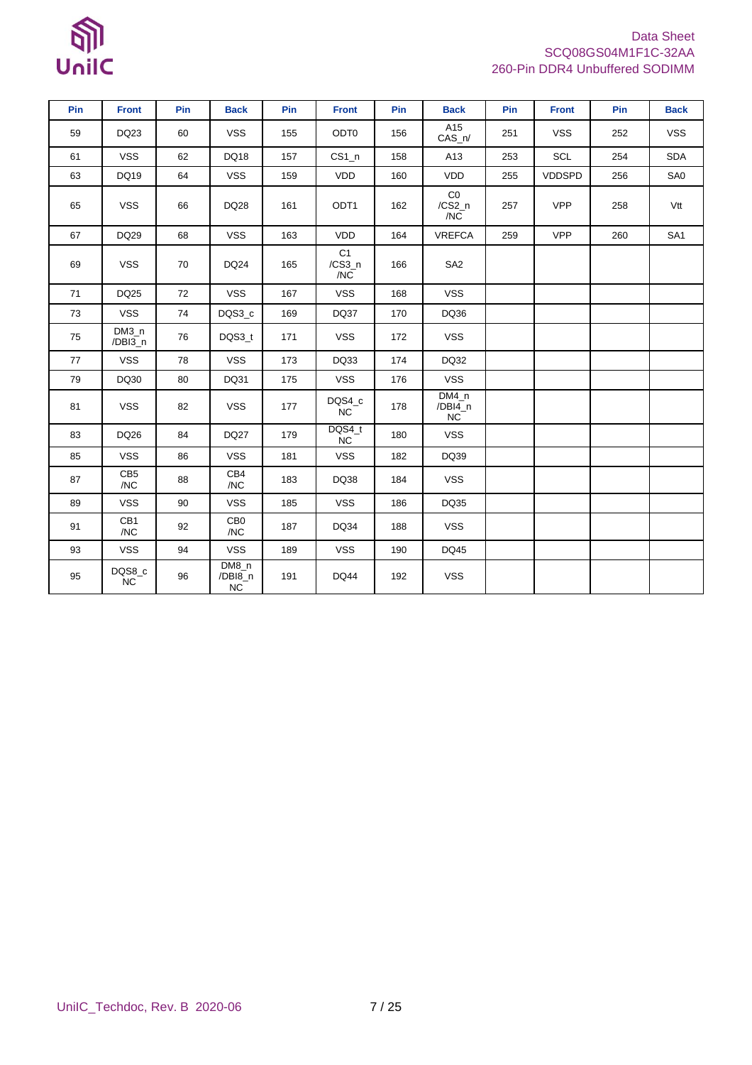| Pin | Front | Pin | Back | Pin | Front | Pin | Back | Pin | Front | Pin | Back |
|---|---|---|---|---|---|---|---|---|---|---|---|
| 59 | DQ23 | 60 | VSS | 155 | ODT0 | 156 | A15 CAS_n/ | 251 | VSS | 252 | VSS |
| 61 | VSS | 62 | DQ18 | 157 | CS1_n | 158 | A13 | 253 | SCL | 254 | SDA |
| 63 | DQ19 | 64 | VSS | 159 | VDD | 160 | VDD | 255 | VDDSPD | 256 | SA0 |
| 65 | VSS | 66 | DQ28 | 161 | ODT1 | 162 | C0 /CS2_n /NC | 257 | VPP | 258 | Vtt |
| 67 | DQ29 | 68 | VSS | 163 | VDD | 164 | VREFCA | 259 | VPP | 260 | SA1 |
| 69 | VSS | 70 | DQ24 | 165 | C1 /CS3_n /NC | 166 | SA2 | | | | |
| 71 | DQ25 | 72 | VSS | 167 | VSS | 168 | VSS | | | | |
| 73 | VSS | 74 | DQS3_c | 169 | DQ37 | 170 | DQ36 | | | | |
| 75 | DM3_n /DBI3_n | 76 | DQS3_t | 171 | VSS | 172 | VSS | | | | |
| 77 | VSS | 78 | VSS | 173 | DQ33 | 174 | DQ32 | | | | |
| 79 | DQ30 | 80 | DQ31 | 175 | VSS | 176 | VSS | | | | |
| 81 | VSS | 82 | VSS | 177 | DQS4_c NC | 178 | DM4_n /DBI4_n NC | | | | |
| 83 | DQ26 | 84 | DQ27 | 179 | DQS4_t NC | 180 | VSS | | | | |
| 85 | VSS | 86 | VSS | 181 | VSS | 182 | DQ39 | | | | |
| 87 | CB5 /NC | 88 | CB4 /NC | 183 | DQ38 | 184 | VSS | | | | |
| 89 | VSS | 90 | VSS | 185 | VSS | 186 | DQ35 | | | | |
| 91 | CB1 /NC | 92 | CB0 /NC | 187 | DQ34 | 188 | VSS | | | | |
| 93 | VSS | 94 | VSS | 189 | VSS | 190 | DQ45 | | | | |
| 95 | DQS8_c NC | 96 | DM8_n /DBI8_n NC | 191 | DQ44 | 192 | VSS | | | | |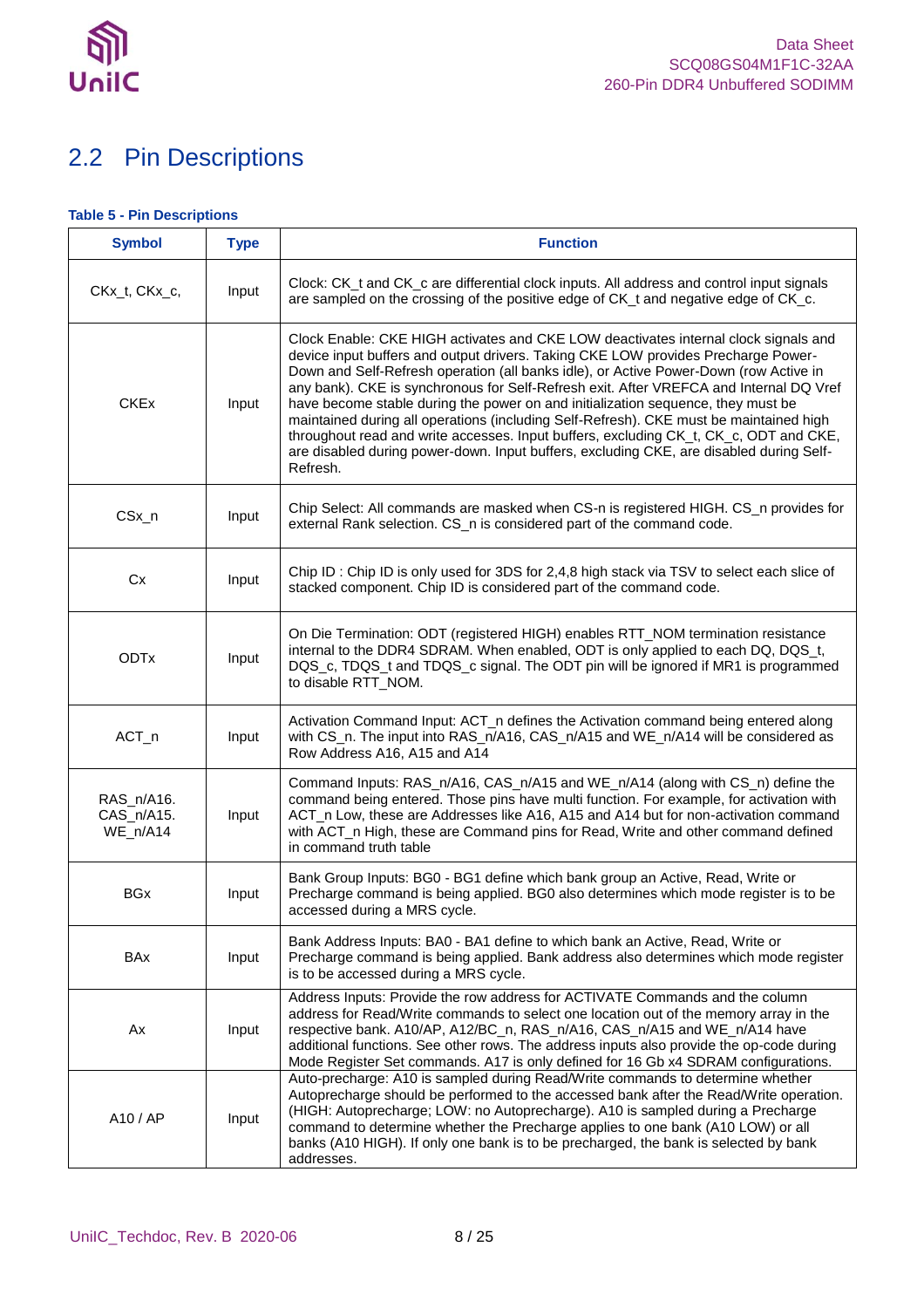## 2.2 Pin Descriptions

**Table 5 - Pin Descriptions**

| Symbol | Type | Function |
|---|---|---|
| CKx_t, CKx_c, | Input | Clock: CK_t and CK_c are differential clock inputs. All address and control input signals are sampled on the crossing of the positive edge of CK_t and negative edge of CK_c. |
| CKEx | Input | Clock Enable: CKE HIGH activates and CKE LOW deactivates internal clock signals and device input buffers and output drivers. Taking CKE LOW provides Precharge Power-Down and Self-Refresh operation (all banks idle), or Active Power-Down (row Active in any bank). CKE is synchronous for Self-Refresh exit. After VREFCA and Internal DQ Vref have become stable during the power on and initialization sequence, they must be maintained during all operations (including Self-Refresh). CKE must be maintained high throughout read and write accesses. Input buffers, excluding CK_t, CK_c, ODT and CKE, are disabled during power-down. Input buffers, excluding CKE, are disabled during Self-Refresh. |
| CSx_n | Input | Chip Select: All commands are masked when CS-n is registered HIGH. CS_n provides for external Rank selection. CS_n is considered part of the command code. |
| Cx | Input | Chip ID : Chip ID is only used for 3DS for 2,4,8 high stack via TSV to select each slice of stacked component. Chip ID is considered part of the command code. |
| ODTx | Input | On Die Termination: ODT (registered HIGH) enables RTT_NOM termination resistance internal to the DDR4 SDRAM. When enabled, ODT is only applied to each DQ, DQS_t, DQS_c, TDQS_t and TDQS_c signal. The ODT pin will be ignored if MR1 is programmed to disable RTT_NOM. |
| ACT_n | Input | Activation Command Input: ACT_n defines the Activation command being entered along with CS_n. The input into RAS_n/A16, CAS_n/A15 and WE_n/A14 will be considered as Row Address A16, A15 and A14 |
| RAS_n/A16. CAS_n/A15. WE_n/A14 | Input | Command Inputs: RAS_n/A16, CAS_n/A15 and WE_n/A14 (along with CS_n) define the command being entered. Those pins have multi function. For example, for activation with ACT_n Low, these are Addresses like A16, A15 and A14 but for non-activation command with ACT_n High, these are Command pins for Read, Write and other command defined in command truth table |
| BGx | Input | Bank Group Inputs: BG0 - BG1 define which bank group an Active, Read, Write or Precharge command is being applied. BG0 also determines which mode register is to be accessed during a MRS cycle. |
| BAx | Input | Bank Address Inputs: BA0 - BA1 define to which bank an Active, Read, Write or Precharge command is being applied. Bank address also determines which mode register is to be accessed during a MRS cycle. |
| Ax | Input | Address Inputs: Provide the row address for ACTIVATE Commands and the column address for Read/Write commands to select one location out of the memory array in the respective bank. A10/AP, A12/BC_n, RAS_n/A16, CAS_n/A15 and WE_n/A14 have additional functions. See other rows. The address inputs also provide the op-code during Mode Register Set commands. A17 is only defined for 16 Gb x4 SDRAM configurations. |
| A10 / AP | Input | Auto-precharge: A10 is sampled during Read/Write commands to determine whether Autoprecharge should be performed to the accessed bank after the Read/Write operation. (HIGH: Autoprecharge; LOW: no Autoprecharge). A10 is sampled during a Precharge command to determine whether the Precharge applies to one bank (A10 LOW) or all banks (A10 HIGH). If only one bank is to be precharged, the bank is selected by bank addresses. |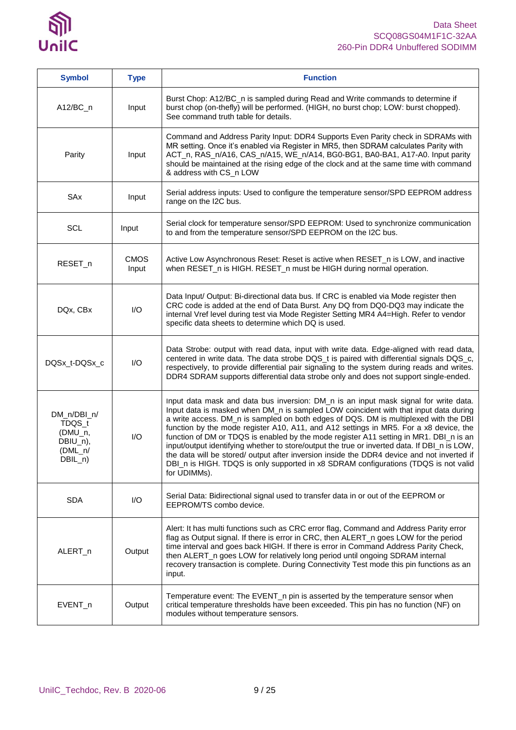| Symbol | Type | Function |
|---|---|---|
| A12/BC_n | Input | Burst Chop: A12/BC_n is sampled during Read and Write commands to determine if burst chop (on-thefly) will be performed. (HIGH, no burst chop; LOW: burst chopped). See command truth table for details. |
| Parity | Input | Command and Address Parity Input: DDR4 Supports Even Parity check in SDRAMs with MR setting. Once it's enabled via Register in MR5, then SDRAM calculates Parity with ACT_n, RAS_n/A16, CAS_n/A15, WE_n/A14, BG0-BG1, BA0-BA1, A17-A0. Input parity should be maintained at the rising edge of the clock and at the same time with command & address with CS_n LOW |
| SAx | Input | Serial address inputs: Used to configure the temperature sensor/SPD EEPROM address range on the I2C bus. |
| SCL | Input | Serial clock for temperature sensor/SPD EEPROM: Used to synchronize communication to and from the temperature sensor/SPD EEPROM on the I2C bus. |
| RESET_n | CMOS Input | Active Low Asynchronous Reset: Reset is active when RESET_n is LOW, and inactive when RESET_n is HIGH. RESET_n must be HIGH during normal operation. |
| DQx, CBx | I/O | Data Input/ Output: Bi-directional data bus. If CRC is enabled via Mode register then CRC code is added at the end of Data Burst. Any DQ from DQ0-DQ3 may indicate the internal Vref level during test via Mode Register Setting MR4 A4=High. Refer to vendor specific data sheets to determine which DQ is used. |
| DQSx_t-DQSx_c | I/O | Data Strobe: output with read data, input with write data. Edge-aligned with read data, centered in write data. The data strobe DQS_t is paired with differential signals DQS_c, respectively, to provide differential pair signaling to the system during reads and writes. DDR4 SDRAM supports differential data strobe only and does not support single-ended. |
| DM_n/DBI_n/ TDQS_t (DMU_n, DBIU_n), (DML_n/ DBIL_n) | I/O | Input data mask and data bus inversion: DM_n is an input mask signal for write data. Input data is masked when DM_n is sampled LOW coincident with that input data during a write access. DM_n is sampled on both edges of DQS. DM is multiplexed with the DBI function by the mode register A10, A11, and A12 settings in MR5. For a x8 device, the function of DM or TDQS is enabled by the mode register A11 setting in MR1. DBI_n is an input/output identifying whether to store/output the true or inverted data. If DBI_n is LOW, the data will be stored/ output after inversion inside the DDR4 device and not inverted if DBI_n is HIGH. TDQS is only supported in x8 SDRAM configurations (TDQS is not valid for UDIMMs). |
| SDA | I/O | Serial Data: Bidirectional signal used to transfer data in or out of the EEPROM or EEPROM/TS combo device. |
| ALERT_n | Output | Alert: It has multi functions such as CRC error flag, Command and Address Parity error flag as Output signal. If there is error in CRC, then ALERT_n goes LOW for the period time interval and goes back HIGH. If there is error in Command Address Parity Check, then ALERT_n goes LOW for relatively long period until ongoing SDRAM internal recovery transaction is complete. During Connectivity Test mode this pin functions as an input. |
| EVENT_n | Output | Temperature event: The EVENT_n pin is asserted by the temperature sensor when critical temperature thresholds have been exceeded. This pin has no function (NF) on modules without temperature sensors. |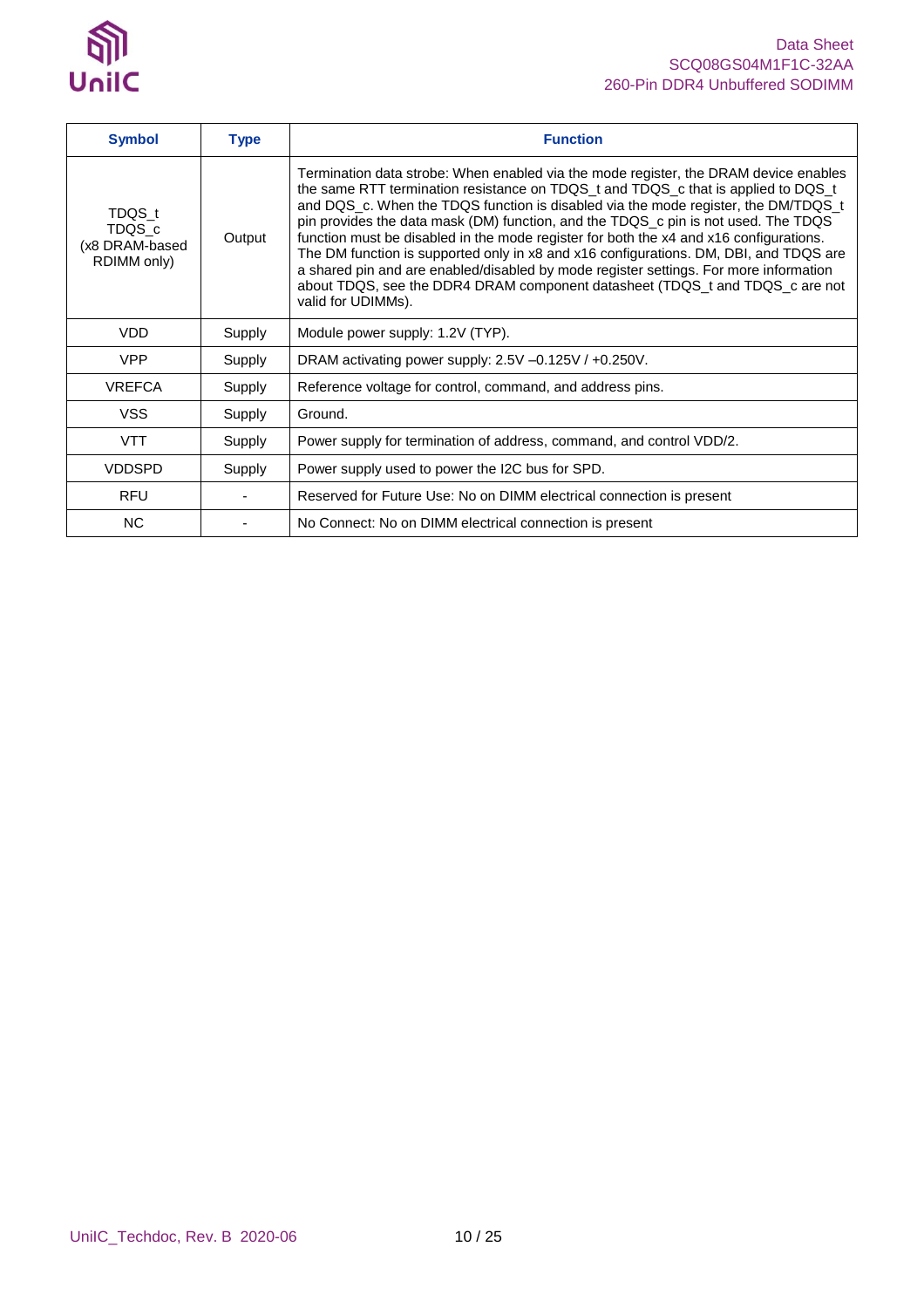| Symbol | Type | Function |
| --- | --- | --- |
| TDQS_t TDQS_c (x8 DRAM-based RDIMM only) | Output | Termination data strobe: When enabled via the mode register, the DRAM device enables the same RTT termination resistance on TDQS_t and TDQS_c that is applied to DQS_t and DQS_c. When the TDQS function is disabled via the mode register, the DM/TDQS_t pin provides the data mask (DM) function, and the TDQS_c pin is not used. The TDQS function must be disabled in the mode register for both the x4 and x16 configurations. The DM function is supported only in x8 and x16 configurations. DM, DBI, and TDQS are a shared pin and are enabled/disabled by mode register settings. For more information about TDQS, see the DDR4 DRAM component datasheet (TDQS_t and TDQS_c are not valid for UDIMMs). |
| VDD | Supply | Module power supply: 1.2V (TYP). |
| VPP | Supply | DRAM activating power supply: 2.5V –0.125V / +0.250V. |
| VREFCA | Supply | Reference voltage for control, command, and address pins. |
| VSS | Supply | Ground. |
| VTT | Supply | Power supply for termination of address, command, and control VDD/2. |
| VDDSPD | Supply | Power supply used to power the I2C bus for SPD. |
| RFU | - | Reserved for Future Use: No on DIMM electrical connection is present |
| NC | - | No Connect: No on DIMM electrical connection is present |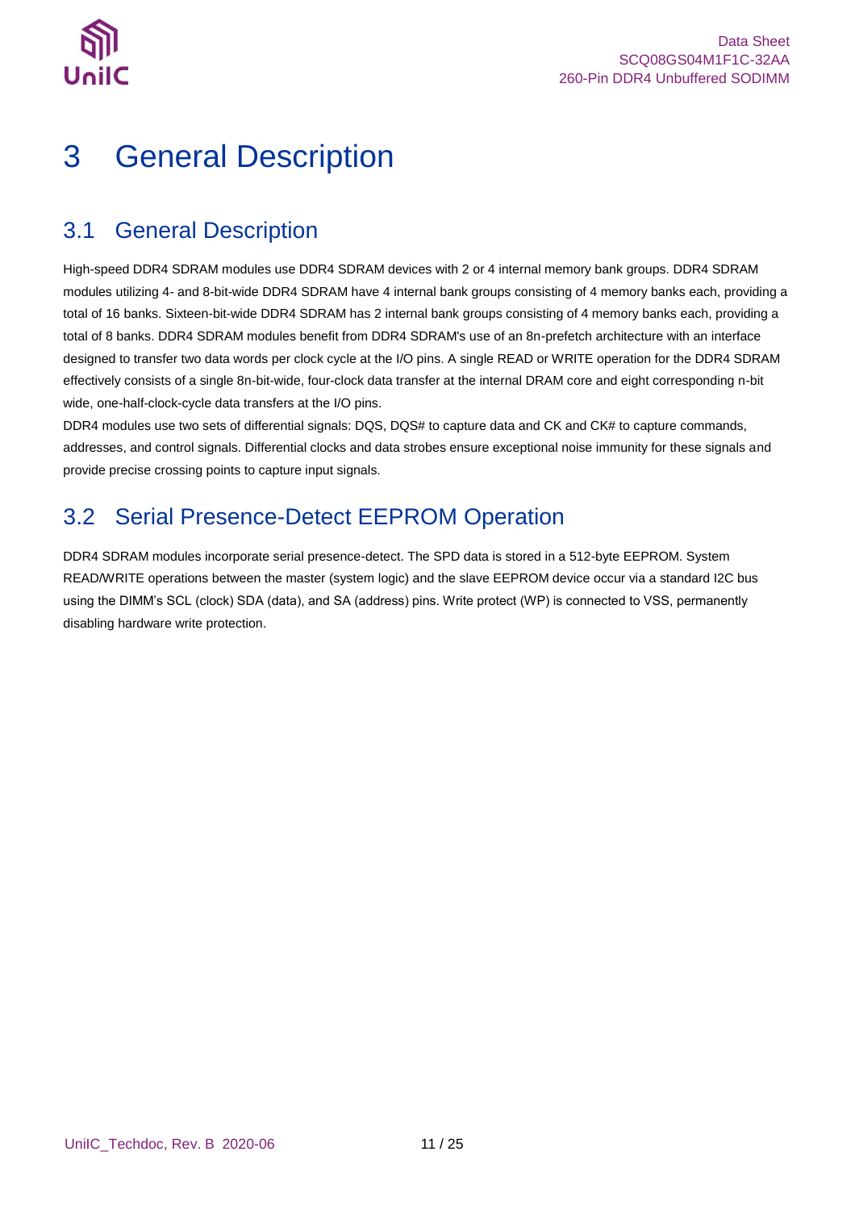# 3 General Description

## 3.1 General Description

High-speed DDR4 SDRAM modules use DDR4 SDRAM devices with 2 or 4 internal memory bank groups. DDR4 SDRAM modules utilizing 4- and 8-bit-wide DDR4 SDRAM have 4 internal bank groups consisting of 4 memory banks each, providing a total of 16 banks. Sixteen-bit-wide DDR4 SDRAM has 2 internal bank groups consisting of 4 memory banks each, providing a total of 8 banks. DDR4 SDRAM modules benefit from DDR4 SDRAM's use of an 8n-prefetch architecture with an interface designed to transfer two data words per clock cycle at the I/O pins. A single READ or WRITE operation for the DDR4 SDRAM effectively consists of a single 8n-bit-wide, four-clock data transfer at the internal DRAM core and eight corresponding n-bit wide, one-half-clock-cycle data transfers at the I/O pins.

DDR4 modules use two sets of differential signals: DQS, DQS# to capture data and CK and CK# to capture commands, addresses, and control signals. Differential clocks and data strobes ensure exceptional noise immunity for these signals and provide precise crossing points to capture input signals.

## 3.2 Serial Presence-Detect EEPROM Operation

DDR4 SDRAM modules incorporate serial presence-detect. The SPD data is stored in a 512-byte EEPROM. System READ/WRITE operations between the master (system logic) and the slave EEPROM device occur via a standard I2C bus using the DIMM's SCL (clock) SDA (data), and SA (address) pins. Write protect (WP) is connected to VSS, permanently disabling hardware write protection.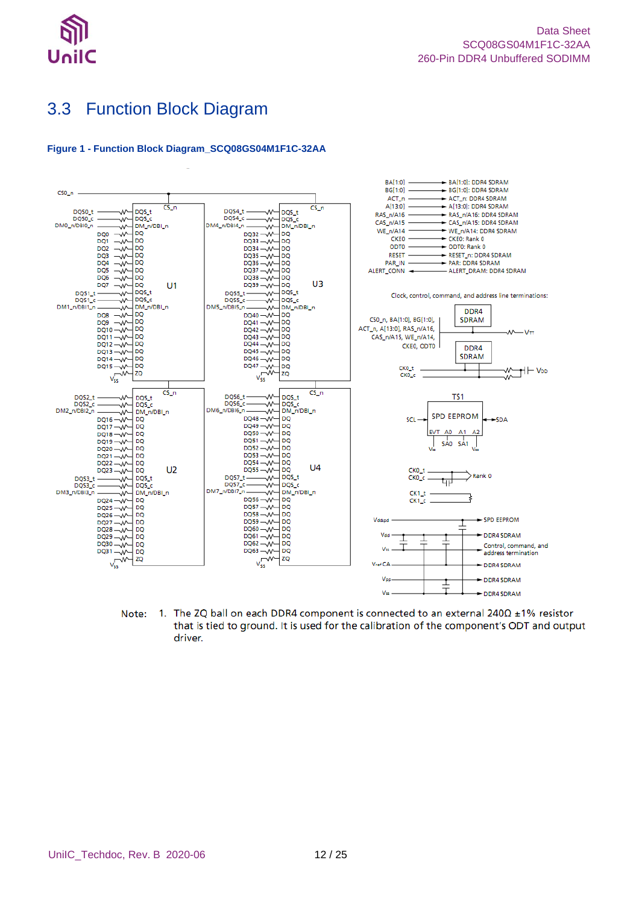## 3.3 Function Block Diagram

**Figure 1 - Function Block Diagram_SCQ08GS04M1F1C-32AA**

Note: 1. The ZQ ball on each DDR4 component is connected to an external 240Ω ±1% resistor that is tied to ground. It is used for the calibration of the component's ODT and output driver.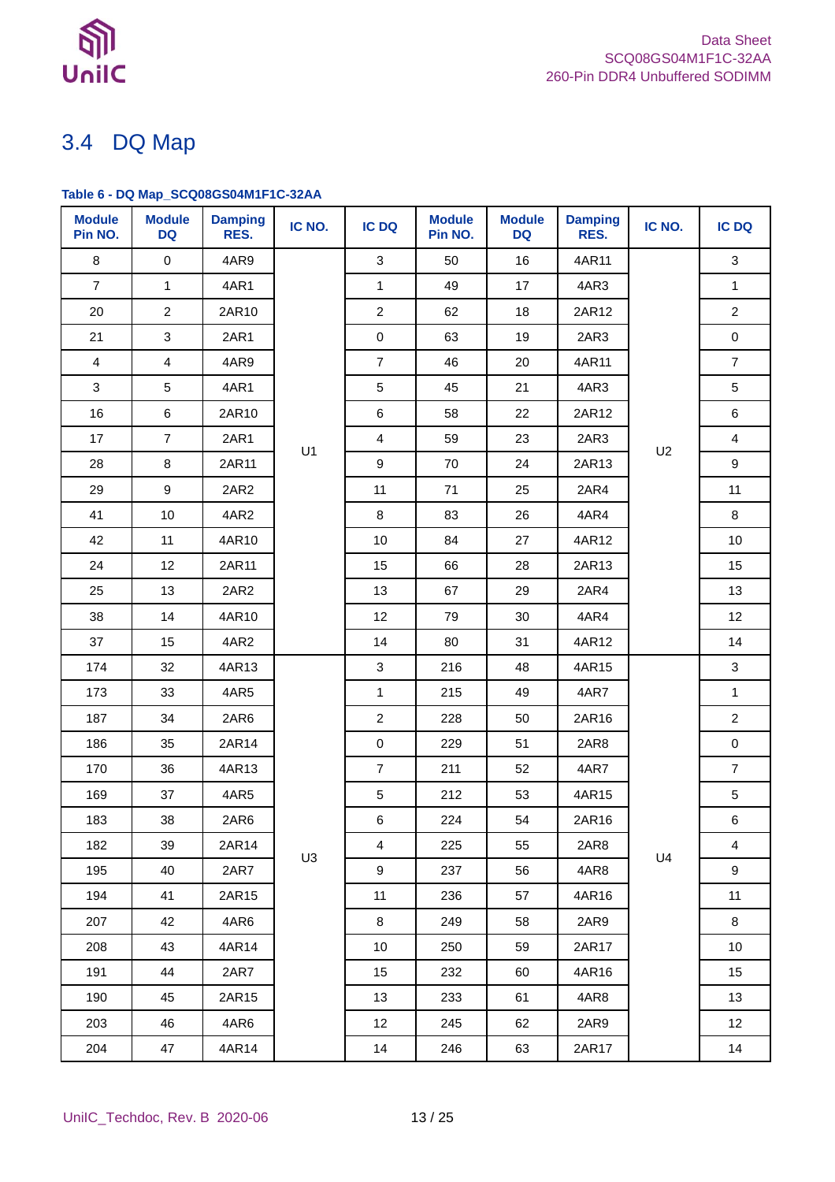## 3.4 DQ Map

**Table 6 - DQ Map_SCQ08GS04M1F1C-32AA**

| Module Pin NO. | Module DQ | Damping RES. | IC NO. | IC DQ | Module Pin NO. | Module DQ | Damping RES. | IC NO. | IC DQ |
|---|---|---|---|---|---|---|---|---|---|
| 8 | 0 | 4AR9 | U1 | 3 | 50 | 16 | 4AR11 | U2 | 3 |
| 7 | 1 | 4AR1 | | 1 | 49 | 17 | 4AR3 | | 1 |
| 20 | 2 | 2AR10 | | 2 | 62 | 18 | 2AR12 | | 2 |
| 21 | 3 | 2AR1 | | 0 | 63 | 19 | 2AR3 | | 0 |
| 4 | 4 | 4AR9 | | 7 | 46 | 20 | 4AR11 | | 7 |
| 3 | 5 | 4AR1 | | 5 | 45 | 21 | 4AR3 | | 5 |
| 16 | 6 | 2AR10 | | 6 | 58 | 22 | 2AR12 | | 6 |
| 17 | 7 | 2AR1 | | 4 | 59 | 23 | 2AR3 | | 4 |
| 28 | 8 | 2AR11 | | 9 | 70 | 24 | 2AR13 | | 9 |
| 29 | 9 | 2AR2 | | 11 | 71 | 25 | 2AR4 | | 11 |
| 41 | 10 | 4AR2 | | 8 | 83 | 26 | 4AR4 | | 8 |
| 42 | 11 | 4AR10 | | 10 | 84 | 27 | 4AR12 | | 10 |
| 24 | 12 | 2AR11 | | 15 | 66 | 28 | 2AR13 | | 15 |
| 25 | 13 | 2AR2 | | 13 | 67 | 29 | 2AR4 | | 13 |
| 38 | 14 | 4AR10 | | 12 | 79 | 30 | 4AR4 | | 12 |
| 37 | 15 | 4AR2 | | 14 | 80 | 31 | 4AR12 | | 14 |
| 174 | 32 | 4AR13 | U3 | 3 | 216 | 48 | 4AR15 | U4 | 3 |
| 173 | 33 | 4AR5 | | 1 | 215 | 49 | 4AR7 | | 1 |
| 187 | 34 | 2AR6 | | 2 | 228 | 50 | 2AR16 | | 2 |
| 186 | 35 | 2AR14 | | 0 | 229 | 51 | 2AR8 | | 0 |
| 170 | 36 | 4AR13 | | 7 | 211 | 52 | 4AR7 | | 7 |
| 169 | 37 | 4AR5 | | 5 | 212 | 53 | 4AR15 | | 5 |
| 183 | 38 | 2AR6 | | 6 | 224 | 54 | 2AR16 | | 6 |
| 182 | 39 | 2AR14 | | 4 | 225 | 55 | 2AR8 | | 4 |
| 195 | 40 | 2AR7 | | 9 | 237 | 56 | 4AR8 | | 9 |
| 194 | 41 | 2AR15 | | 11 | 236 | 57 | 4AR16 | | 11 |
| 207 | 42 | 4AR6 | | 8 | 249 | 58 | 2AR9 | | 8 |
| 208 | 43 | 4AR14 | | 10 | 250 | 59 | 2AR17 | | 10 |
| 191 | 44 | 2AR7 | | 15 | 232 | 60 | 4AR16 | | 15 |
| 190 | 45 | 2AR15 | | 13 | 233 | 61 | 4AR8 | | 13 |
| 203 | 46 | 4AR6 | | 12 | 245 | 62 | 2AR9 | | 12 |
| 204 | 47 | 4AR14 | | 14 | 246 | 63 | 2AR17 | | 14 |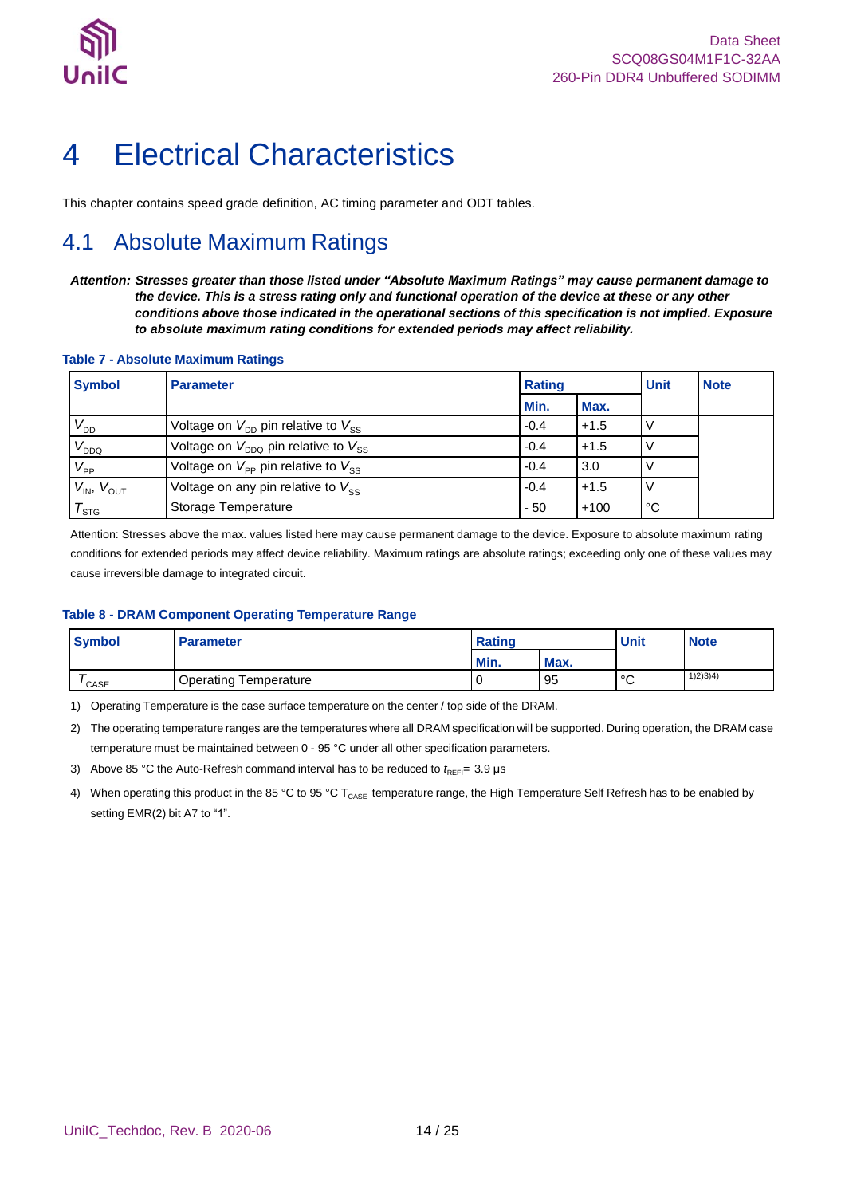# 4 Electrical Characteristics

This chapter contains speed grade definition, AC timing parameter and ODT tables.

## 4.1 Absolute Maximum Ratings

***Attention: Stresses greater than those listed under "Absolute Maximum Ratings" may cause permanent damage to the device. This is a stress rating only and functional operation of the device at these or any other conditions above those indicated in the operational sections of this specification is not implied. Exposure to absolute maximum rating conditions for extended periods may affect reliability.***

**Table 7 - Absolute Maximum Ratings**

| Symbol | Parameter | Rating | | Unit | Note |
|---|---|---|---|---|---|
| | | Min. | Max. | | |
| $V_{DD}$ | Voltage on $V_{DD}$ pin relative to $V_{SS}$ | -0.4 | +1.5 | V | |
| $V_{DDQ}$ | Voltage on $V_{DDQ}$ pin relative to $V_{SS}$ | -0.4 | +1.5 | V | |
| $V_{PP}$ | Voltage on $V_{PP}$ pin relative to $V_{SS}$ | -0.4 | 3.0 | V | |
| $V_{IN}$, $V_{OUT}$ | Voltage on any pin relative to $V_{SS}$ | -0.4 | +1.5 | V | |
| $T_{STG}$ | Storage Temperature | - 50 | +100 | °C | |

Attention: Stresses above the max. values listed here may cause permanent damage to the device. Exposure to absolute maximum rating conditions for extended periods may affect device reliability. Maximum ratings are absolute ratings; exceeding only one of these values may cause irreversible damage to integrated circuit.

**Table 8 - DRAM Component Operating Temperature Range**

| Symbol | Parameter | Rating | | Unit | Note |
|---|---|---|---|---|---|
| | | Min. | Max. | | |
| $T_{CASE}$ | Operating Temperature | 0 | 95 | °C | 1)2)3)4) |

1) Operating Temperature is the case surface temperature on the center / top side of the DRAM.

2) The operating temperature ranges are the temperatures where all DRAM specification will be supported. During operation, the DRAM case temperature must be maintained between 0 - 95 °C under all other specification parameters.

3) Above 85 °C the Auto-Refresh command interval has to be reduced to $t_{REFI}$= 3.9 µs

4) When operating this product in the 85 °C to 95 °C $T_{CASE}$ temperature range, the High Temperature Self Refresh has to be enabled by setting EMR(2) bit A7 to "1".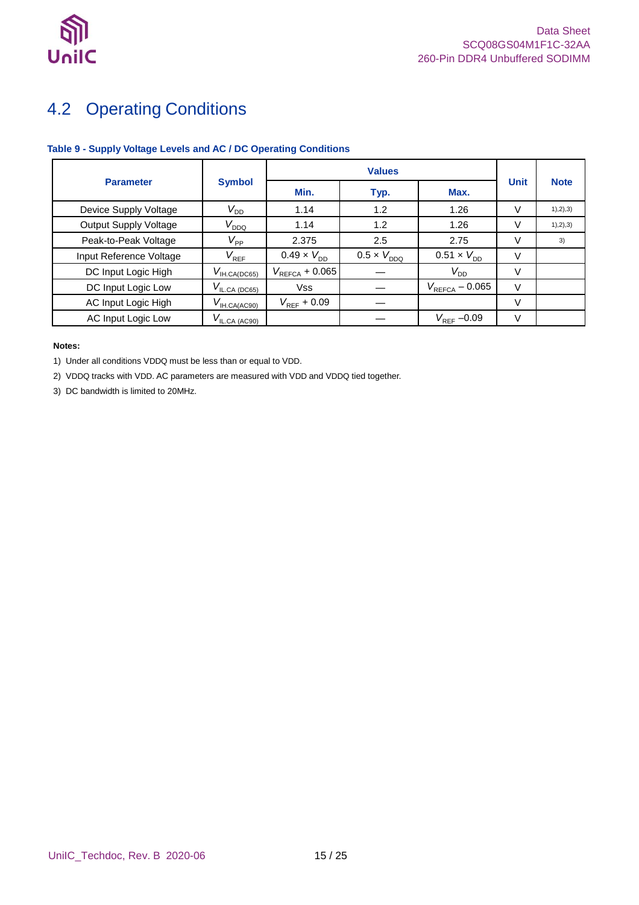## 4.2 Operating Conditions

**Table 9 - Supply Voltage Levels and AC / DC Operating Conditions**

| Parameter | Symbol | Values | | | Unit | Note |
|---|---|---|---|---|---|---|
| | | Min. | Typ. | Max. | | |
| Device Supply Voltage | $V_{DD}$ | 1.14 | 1.2 | 1.26 | V | 1),2),3) |
| Output Supply Voltage | $V_{DDQ}$ | 1.14 | 1.2 | 1.26 | V | 1),2),3) |
| Peak-to-Peak Voltage | $V_{PP}$ | 2.375 | 2.5 | 2.75 | V | 3) |
| Input Reference Voltage | $V_{REF}$ | $0.49 \times V_{DD}$ | $0.5 \times V_{DDQ}$ | $0.51 \times V_{DD}$ | V | |
| DC Input Logic High | $V_{IH.CA(DC65)}$ | $V_{REFCA} + 0.065$ | — | $V_{DD}$ | V | |
| DC Input Logic Low | $V_{IL.CA\ (DC65)}$ | Vss | — | $V_{REFCA} - 0.065$ | V | |
| AC Input Logic High | $V_{IH.CA(AC90)}$ | $V_{REF} + 0.09$ | — | | V | |
| AC Input Logic Low | $V_{IL.CA\ (AC90)}$ | | — | $V_{REF} -0.09$ | V | |

**Notes:**

1) Under all conditions VDDQ must be less than or equal to VDD.

2) VDDQ tracks with VDD. AC parameters are measured with VDD and VDDQ tied together.

3) DC bandwidth is limited to 20MHz.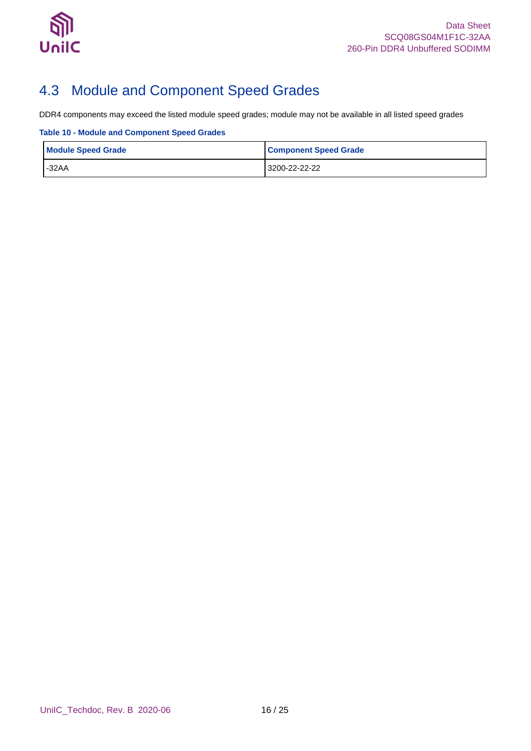## 4.3 Module and Component Speed Grades

DDR4 components may exceed the listed module speed grades; module may not be available in all listed speed grades

**Table 10 - Module and Component Speed Grades**

| Module Speed Grade | Component Speed Grade |
|---|---|
| -32AA | 3200-22-22-22 |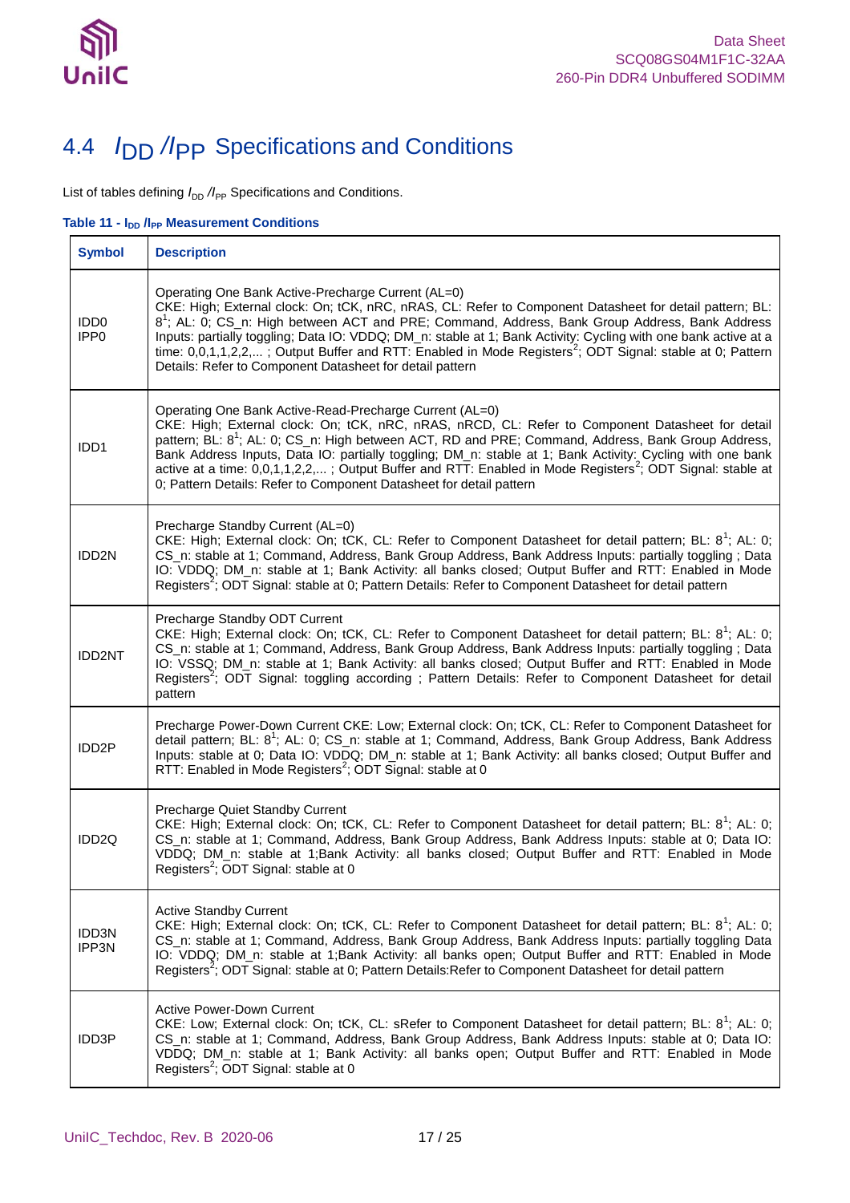## 4.4 $I_{DD}$ /$I_{PP}$ Specifications and Conditions

List of tables defining $I_{DD}$ /$I_{PP}$ Specifications and Conditions.

**Table 11 - $I_{DD}$ /$I_{PP}$ Measurement Conditions**

| Symbol | Description |
|---|---|
| IDD0<br>IPP0 | Operating One Bank Active-Precharge Current (AL=0)<br>CKE: High; External clock: On; tCK, nRC, nRAS, CL: Refer to Component Datasheet for detail pattern; BL: 8[1]; AL: 0; CS_n: High between ACT and PRE; Command, Address, Bank Group Address, Bank Address Inputs: partially toggling; Data IO: VDDQ; DM_n: stable at 1; Bank Activity: Cycling with one bank active at a time: 0,0,1,1,2,2,... ; Output Buffer and RTT: Enabled in Mode Registers[2]; ODT Signal: stable at 0; Pattern Details: Refer to Component Datasheet for detail pattern |
| IDD1 | Operating One Bank Active-Read-Precharge Current (AL=0)<br>CKE: High; External clock: On; tCK, nRC, nRAS, nRCD, CL: Refer to Component Datasheet for detail pattern; BL: 8[1]; AL: 0; CS_n: High between ACT, RD and PRE; Command, Address, Bank Group Address, Bank Address Inputs, Data IO: partially toggling; DM_n: stable at 1; Bank Activity: Cycling with one bank active at a time: 0,0,1,1,2,2,... ; Output Buffer and RTT: Enabled in Mode Registers[2]; ODT Signal: stable at 0; Pattern Details: Refer to Component Datasheet for detail pattern |
| IDD2N | Precharge Standby Current (AL=0)<br>CKE: High; External clock: On; tCK, CL: Refer to Component Datasheet for detail pattern; BL: 8[1]; AL: 0; CS_n: stable at 1; Command, Address, Bank Group Address, Bank Address Inputs: partially toggling ; Data IO: VDDQ; DM_n: stable at 1; Bank Activity: all banks closed; Output Buffer and RTT: Enabled in Mode Registers[2]; ODT Signal: stable at 0; Pattern Details: Refer to Component Datasheet for detail pattern |
| IDD2NT | Precharge Standby ODT Current<br>CKE: High; External clock: On; tCK, CL: Refer to Component Datasheet for detail pattern; BL: 8[1]; AL: 0; CS_n: stable at 1; Command, Address, Bank Group Address, Bank Address Inputs: partially toggling ; Data IO: VSSQ; DM_n: stable at 1; Bank Activity: all banks closed; Output Buffer and RTT: Enabled in Mode Registers[2]; ODT Signal: toggling according ; Pattern Details: Refer to Component Datasheet for detail pattern |
| IDD2P | Precharge Power-Down Current CKE: Low; External clock: On; tCK, CL: Refer to Component Datasheet for detail pattern; BL: 8[1]; AL: 0; CS_n: stable at 1; Command, Address, Bank Group Address, Bank Address Inputs: stable at 0; Data IO: VDDQ; DM_n: stable at 1; Bank Activity: all banks closed; Output Buffer and RTT: Enabled in Mode Registers[2]; ODT Signal: stable at 0 |
| IDD2Q | Precharge Quiet Standby Current<br>CKE: High; External clock: On; tCK, CL: Refer to Component Datasheet for detail pattern; BL: 8[1]; AL: 0; CS_n: stable at 1; Command, Address, Bank Group Address, Bank Address Inputs: stable at 0; Data IO: VDDQ; DM_n: stable at 1;Bank Activity: all banks closed; Output Buffer and RTT: Enabled in Mode Registers[2]; ODT Signal: stable at 0 |
| IDD3N<br>IPP3N | Active Standby Current<br>CKE: High; External clock: On; tCK, CL: Refer to Component Datasheet for detail pattern; BL: 8[1]; AL: 0; CS_n: stable at 1; Command, Address, Bank Group Address, Bank Address Inputs: partially toggling Data IO: VDDQ; DM_n: stable at 1;Bank Activity: all banks open; Output Buffer and RTT: Enabled in Mode Registers[2]; ODT Signal: stable at 0; Pattern Details:Refer to Component Datasheet for detail pattern |
| IDD3P | Active Power-Down Current<br>CKE: Low; External clock: On; tCK, CL: sRefer to Component Datasheet for detail pattern; BL: 8[1]; AL: 0; CS_n: stable at 1; Command, Address, Bank Group Address, Bank Address Inputs: stable at 0; Data IO: VDDQ; DM_n: stable at 1; Bank Activity: all banks open; Output Buffer and RTT: Enabled in Mode Registers[2]; ODT Signal: stable at 0 |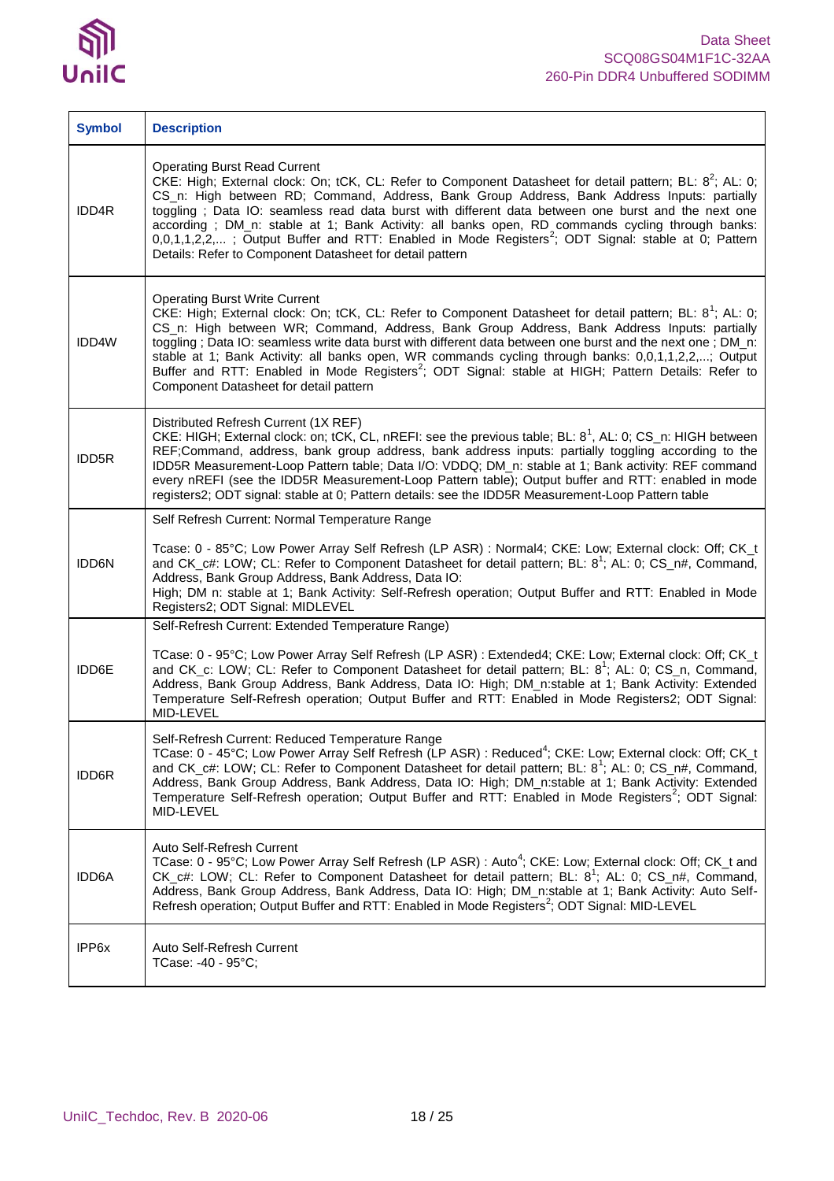| Symbol | Description |
|---|---|
| IDD4R | Operating Burst Read Current<br>CKE: High; External clock: On; tCK, CL: Refer to Component Datasheet for detail pattern; BL: 8[2]; AL: 0; CS_n: High between RD; Command, Address, Bank Group Address, Bank Address Inputs: partially toggling ; Data IO: seamless read data burst with different data between one burst and the next one according ; DM_n: stable at 1; Bank Activity: all banks open, RD commands cycling through banks: 0,0,1,1,2,2,... ; Output Buffer and RTT: Enabled in Mode Registers[2]; ODT Signal: stable at 0; Pattern Details: Refer to Component Datasheet for detail pattern |
| IDD4W | Operating Burst Write Current<br>CKE: High; External clock: On; tCK, CL: Refer to Component Datasheet for detail pattern; BL: 8[1]; AL: 0; CS_n: High between WR; Command, Address, Bank Group Address, Bank Address Inputs: partially toggling ; Data IO: seamless write data burst with different data between one burst and the next one ; DM_n: stable at 1; Bank Activity: all banks open, WR commands cycling through banks: 0,0,1,1,2,2,...; Output Buffer and RTT: Enabled in Mode Registers[2]; ODT Signal: stable at HIGH; Pattern Details: Refer to Component Datasheet for detail pattern |
| IDD5R | Distributed Refresh Current (1X REF)<br>CKE: HIGH; External clock: on; tCK, CL, nREFI: see the previous table; BL: 8[1], AL: 0; CS_n: HIGH between REF;Command, address, bank group address, bank address inputs: partially toggling according to the IDD5R Measurement-Loop Pattern table; Data I/O: VDDQ; DM_n: stable at 1; Bank activity: REF command every nREFI (see the IDD5R Measurement-Loop Pattern table); Output buffer and RTT: enabled in mode registers2; ODT signal: stable at 0; Pattern details: see the IDD5R Measurement-Loop Pattern table |
| IDD6N | Self Refresh Current: Normal Temperature Range<br><br>Tcase: 0 - 85°C; Low Power Array Self Refresh (LP ASR) : Normal4; CKE: Low; External clock: Off; CK_t and CK_c#: LOW; CL: Refer to Component Datasheet for detail pattern; BL: 8[1]; AL: 0; CS_n#, Command, Address, Bank Group Address, Bank Address, Data IO:<br>High; DM n: stable at 1; Bank Activity: Self-Refresh operation; Output Buffer and RTT: Enabled in Mode Registers2; ODT Signal: MIDLEVEL |
| IDD6E | Self-Refresh Current: Extended Temperature Range)<br><br>TCase: 0 - 95°C; Low Power Array Self Refresh (LP ASR) : Extended4; CKE: Low; External clock: Off; CK_t and CK_c: LOW; CL: Refer to Component Datasheet for detail pattern; BL: 8[1]; AL: 0; CS_n, Command, Address, Bank Group Address, Bank Address, Data IO: High; DM_n:stable at 1; Bank Activity: Extended Temperature Self-Refresh operation; Output Buffer and RTT: Enabled in Mode Registers2; ODT Signal: MID-LEVEL |
| IDD6R | Self-Refresh Current: Reduced Temperature Range<br>TCase: 0 - 45°C; Low Power Array Self Refresh (LP ASR) : Reduced[4]; CKE: Low; External clock: Off; CK_t and CK_c#: LOW; CL: Refer to Component Datasheet for detail pattern; BL: 8[1]; AL: 0; CS_n#, Command, Address, Bank Group Address, Bank Address, Data IO: High; DM_n:stable at 1; Bank Activity: Extended Temperature Self-Refresh operation; Output Buffer and RTT: Enabled in Mode Registers[2]; ODT Signal: MID-LEVEL |
| IDD6A | Auto Self-Refresh Current<br>TCase: 0 - 95°C; Low Power Array Self Refresh (LP ASR) : Auto[4]; CKE: Low; External clock: Off; CK_t and CK_c#: LOW; CL: Refer to Component Datasheet for detail pattern; BL: 8[1]; AL: 0; CS_n#, Command, Address, Bank Group Address, Bank Address, Data IO: High; DM_n:stable at 1; Bank Activity: Auto Self-Refresh operation; Output Buffer and RTT: Enabled in Mode Registers[2]; ODT Signal: MID-LEVEL |
| IPP6x | Auto Self-Refresh Current<br>TCase: -40 - 95°C; |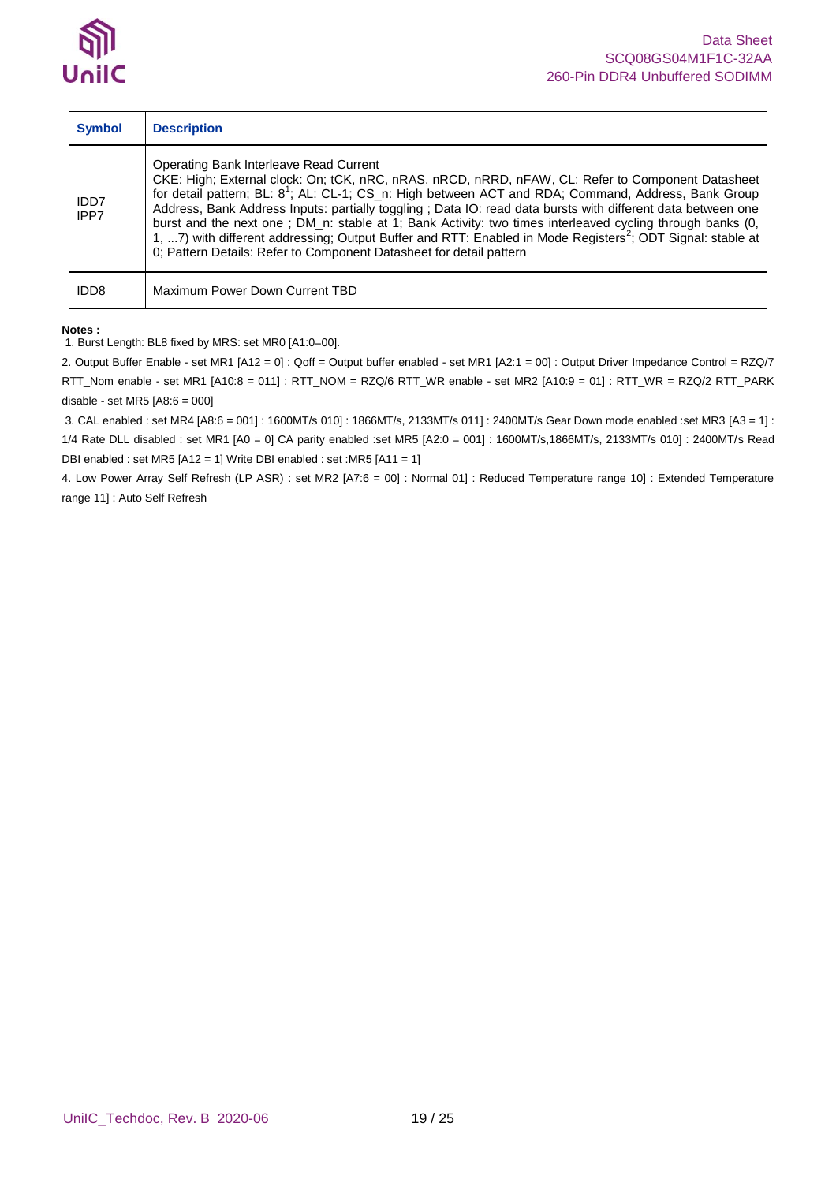| Symbol | Description |
|---|---|
| IDD7<br>IPP7 | Operating Bank Interleave Read Current<br>CKE: High; External clock: On; tCK, nRC, nRAS, nRCD, nRRD, nFAW, CL: Refer to Component Datasheet for detail pattern; BL: 8[1]; AL: CL-1; CS_n: High between ACT and RDA; Command, Address, Bank Group Address, Bank Address Inputs: partially toggling ; Data IO: read data bursts with different data between one burst and the next one ; DM_n: stable at 1; Bank Activity: two times interleaved cycling through banks (0, 1, ...7) with different addressing; Output Buffer and RTT: Enabled in Mode Registers[2]; ODT Signal: stable at 0; Pattern Details: Refer to Component Datasheet for detail pattern |
| IDD8 | Maximum Power Down Current TBD |

**Notes :**

1. Burst Length: BL8 fixed by MRS: set MR0 [A1:0=00].

2. Output Buffer Enable - set MR1 [A12 = 0] : Qoff = Output buffer enabled - set MR1 [A2:1 = 00] : Output Driver Impedance Control = RZQ/7 RTT_Nom enable - set MR1 [A10:8 = 011] : RTT_NOM = RZQ/6 RTT_WR enable - set MR2 [A10:9 = 01] : RTT_WR = RZQ/2 RTT_PARK disable - set MR5 [A8:6 = 000]

3. CAL enabled : set MR4 [A8:6 = 001] : 1600MT/s 010] : 1866MT/s, 2133MT/s 011] : 2400MT/s Gear Down mode enabled :set MR3 [A3 = 1] : 1/4 Rate DLL disabled : set MR1 [A0 = 0] CA parity enabled :set MR5 [A2:0 = 001] : 1600MT/s,1866MT/s, 2133MT/s 010] : 2400MT/s Read DBI enabled : set MR5 [A12 = 1] Write DBI enabled : set :MR5 [A11 = 1]

4. Low Power Array Self Refresh (LP ASR) : set MR2 [A7:6 = 00] : Normal 01] : Reduced Temperature range 10] : Extended Temperature range 11] : Auto Self Refresh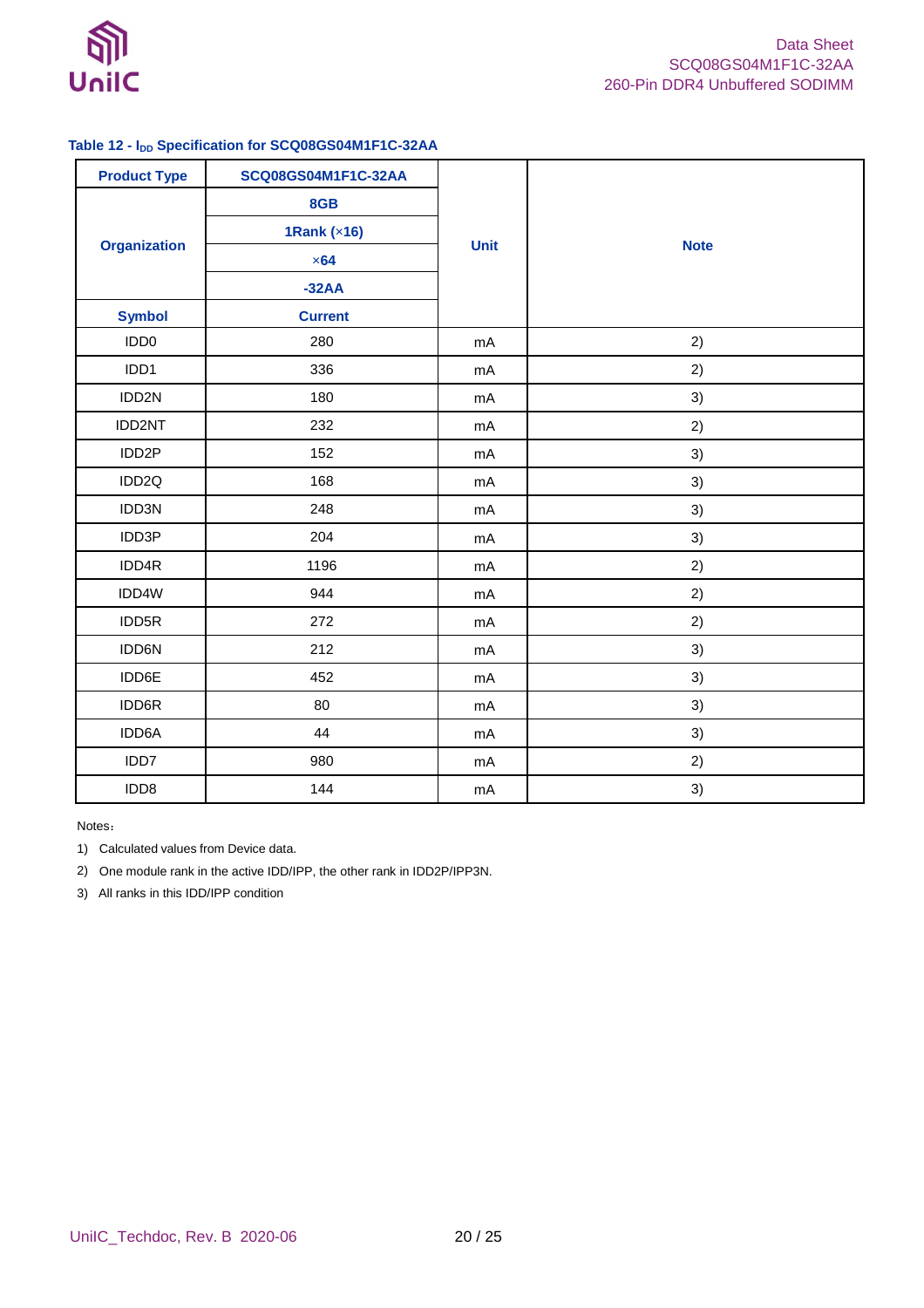**Table 12 - $I_{DD}$ Specification for SCQ08GS04M1F1C-32AA**

| Product Type | SCQ08GS04M1F1C-32AA | Unit | Note |
|---|---|---|---|
| Organization | 8GB | | |
| | 1Rank (×16) | | |
| | ×64 | | |
| | -32AA | | |
| Symbol | Current | | |
| IDD0 | 280 | mA | 2) |
| IDD1 | 336 | mA | 2) |
| IDD2N | 180 | mA | 3) |
| IDD2NT | 232 | mA | 2) |
| IDD2P | 152 | mA | 3) |
| IDD2Q | 168 | mA | 3) |
| IDD3N | 248 | mA | 3) |
| IDD3P | 204 | mA | 3) |
| IDD4R | 1196 | mA | 2) |
| IDD4W | 944 | mA | 2) |
| IDD5R | 272 | mA | 2) |
| IDD6N | 212 | mA | 3) |
| IDD6E | 452 | mA | 3) |
| IDD6R | 80 | mA | 3) |
| IDD6A | 44 | mA | 3) |
| IDD7 | 980 | mA | 2) |
| IDD8 | 144 | mA | 3) |

Notes：

1) Calculated values from Device data.
2) One module rank in the active IDD/IPP, the other rank in IDD2P/IPP3N.
3) All ranks in this IDD/IPP condition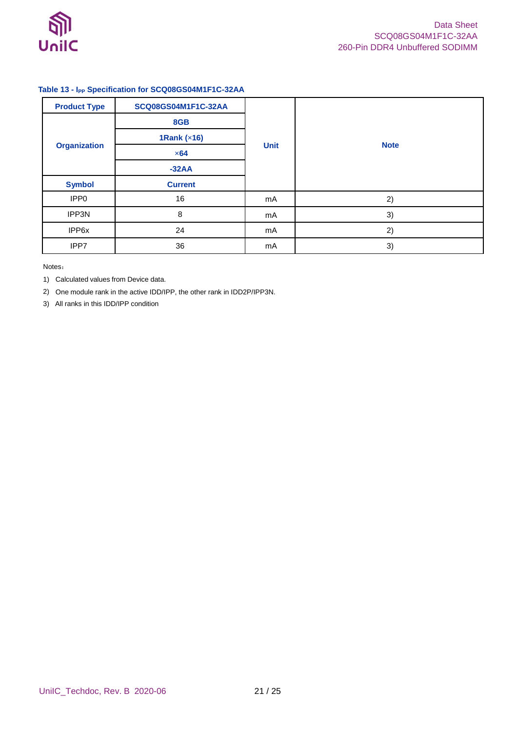**Table 13 - $I_{PP}$ Specification for SCQ08GS04M1F1C-32AA**

| Product Type | SCQ08GS04M1F1C-32AA | Unit | Note |
|---|---|---|---|
| Organization | 8GB | | |
| | 1Rank (×16) | | |
| | ×64 | | |
| | -32AA | | |
| Symbol | Current | | |
| IPP0 | 16 | mA | 2) |
| IPP3N | 8 | mA | 3) |
| IPP6x | 24 | mA | 2) |
| IPP7 | 36 | mA | 3) |

Notes：

1) Calculated values from Device data.
2) One module rank in the active IDD/IPP, the other rank in IDD2P/IPP3N.
3) All ranks in this IDD/IPP condition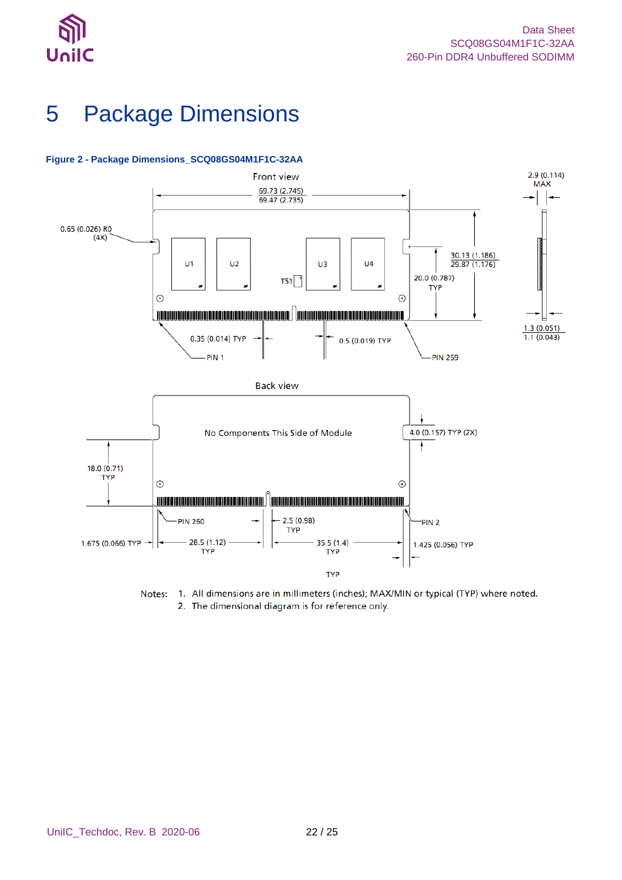# 5 Package Dimensions

**Figure 2 - Package Dimensions_SCQ08GS04M1F1C-32AA**

Front view

69.73 (2.745)
69.47 (2.735)

2.9 (0.114) MAX

0.65 (0.026) R0 (4X)

U1 U2 U3 U4

TS1

20.0 (0.787) TYP

30.13 (1.186)
29.87 (1.176)

1.3 (0.051)
1.1 (0.043)

0.35 (0.014) TYP

0.5 (0.019) TYP

PIN 1

PIN 259

Back view

No Components This Side of Module

4.0 (0.157) TYP (2X)

18.0 (0.71) TYP

PIN 260

2.5 (0.98) TYP

PIN 2

1.675 (0.066) TYP

28.5 (1.12) TYP

35.5 (1.4) TYP

1.425 (0.056) TYP

TYP

Notes: 1. All dimensions are in millimeters (inches); MAX/MIN or typical (TYP) where noted.
2. The dimensional diagram is for reference only.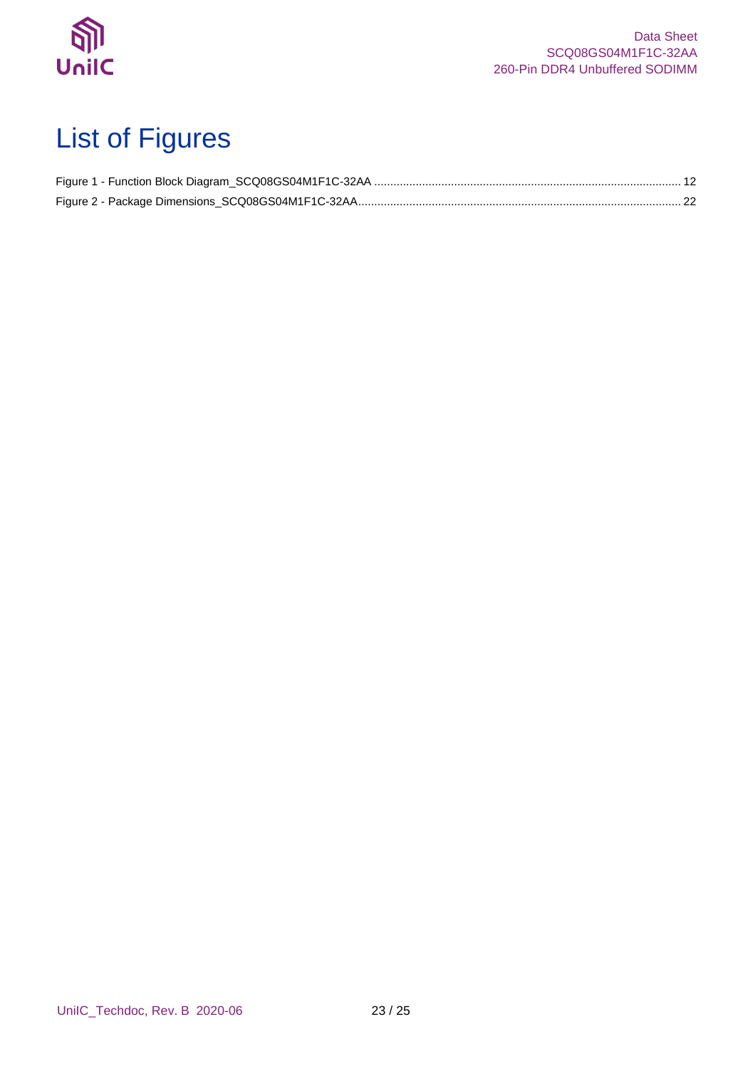# List of Figures

Figure 1 - Function Block Diagram_SCQ08GS04M1F1C-32AA ............................................................................................... 12

Figure 2 - Package Dimensions_SCQ08GS04M1F1C-32AA..................................................................................................... 22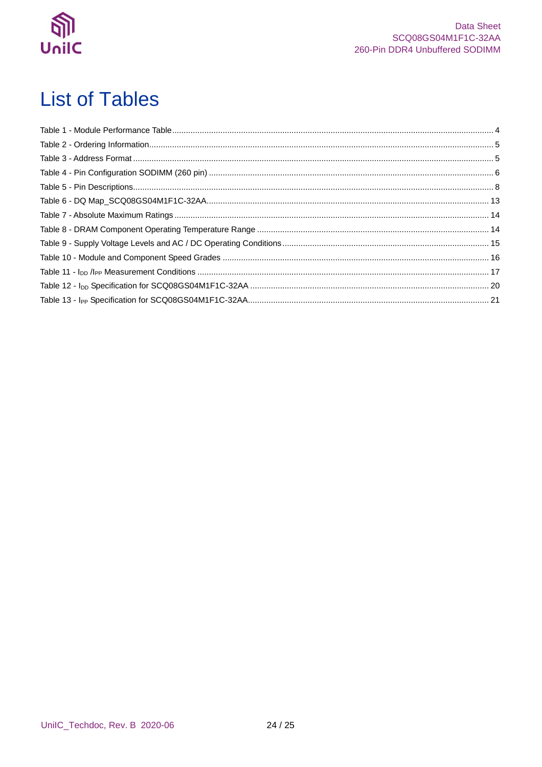# List of Tables

Table 1 - Module Performance Table ........................................ 4
Table 2 - Ordering Information ........................................ 5
Table 3 - Address Format ........................................ 5
Table 4 - Pin Configuration SODIMM (260 pin) ........................................ 6
Table 5 - Pin Descriptions ........................................ 8
Table 6 - DQ Map_SCQ08GS04M1F1C-32AA ........................................ 13
Table 7 - Absolute Maximum Ratings ........................................ 14
Table 8 - DRAM Component Operating Temperature Range ........................................ 14
Table 9 - Supply Voltage Levels and AC / DC Operating Conditions ........................................ 15
Table 10 - Module and Component Speed Grades ........................................ 16
Table 11 - $I_{DD}$ /$I_{PP}$ Measurement Conditions ........................................ 17
Table 12 - $I_{DD}$ Specification for SCQ08GS04M1F1C-32AA ........................................ 20
Table 13 - $I_{PP}$ Specification for SCQ08GS04M1F1C-32AA ........................................ 21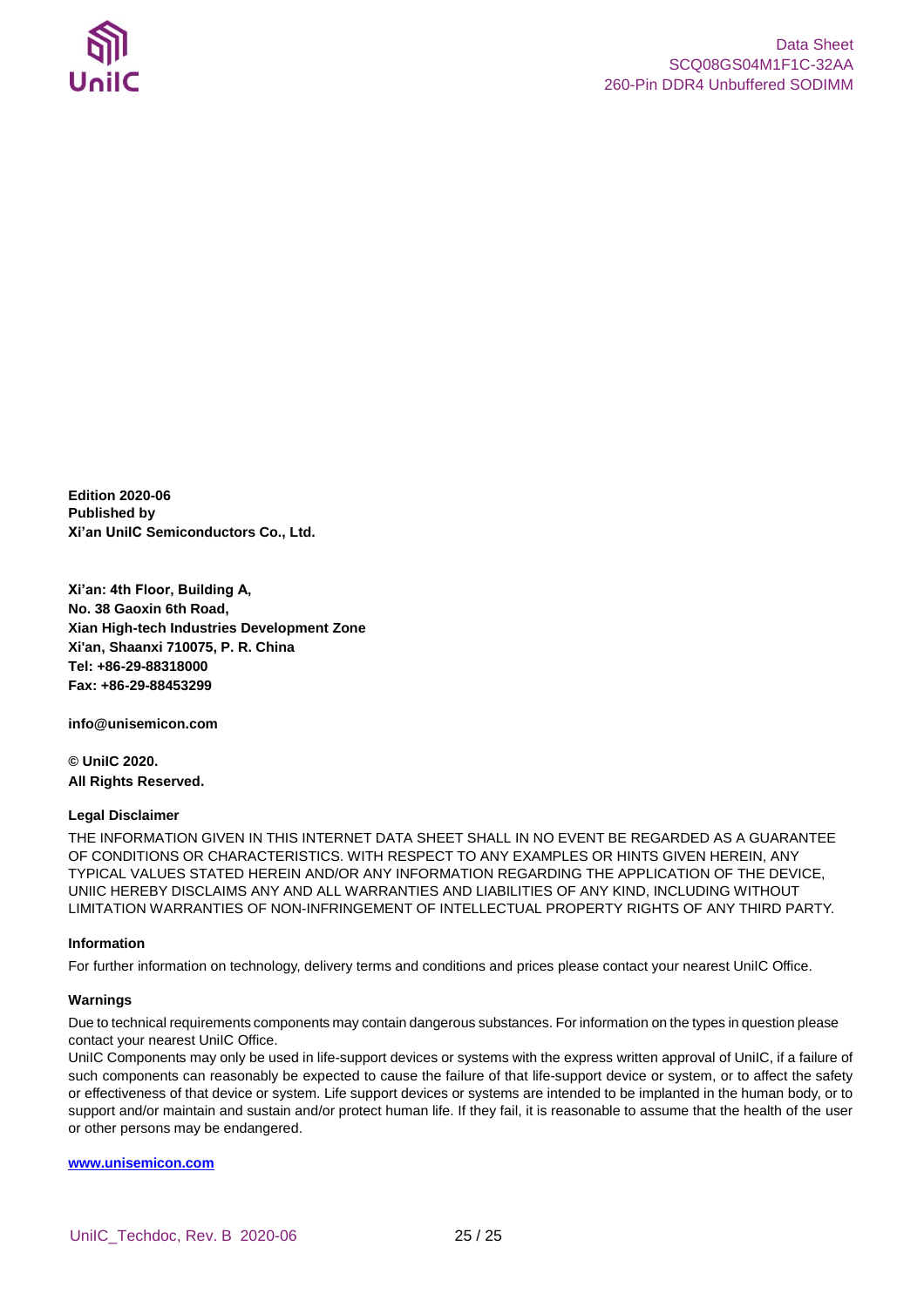**Edition 2020-06**
**Published by**
**Xi'an UniIC Semiconductors Co., Ltd.**

**Xi'an: 4th Floor, Building A,**
**No. 38 Gaoxin 6th Road,**
**Xian High-tech Industries Development Zone**
**Xi'an, Shaanxi 710075, P. R. China**
**Tel: +86-29-88318000**
**Fax: +86-29-88453299**

**info@unisemicon.com**

**© UniIC 2020.**
**All Rights Reserved.**

**Legal Disclaimer**

THE INFORMATION GIVEN IN THIS INTERNET DATA SHEET SHALL IN NO EVENT BE REGARDED AS A GUARANTEE OF CONDITIONS OR CHARACTERISTICS. WITH RESPECT TO ANY EXAMPLES OR HINTS GIVEN HEREIN, ANY TYPICAL VALUES STATED HEREIN AND/OR ANY INFORMATION REGARDING THE APPLICATION OF THE DEVICE, UNIIC HEREBY DISCLAIMS ANY AND ALL WARRANTIES AND LIABILITIES OF ANY KIND, INCLUDING WITHOUT LIMITATION WARRANTIES OF NON-INFRINGEMENT OF INTELLECTUAL PROPERTY RIGHTS OF ANY THIRD PARTY.

**Information**

For further information on technology, delivery terms and conditions and prices please contact your nearest UniIC Office.

**Warnings**

Due to technical requirements components may contain dangerous substances. For information on the types in question please contact your nearest UniIC Office.
UniIC Components may only be used in life-support devices or systems with the express written approval of UniIC, if a failure of such components can reasonably be expected to cause the failure of that life-support device or system, or to affect the safety or effectiveness of that device or system. Life support devices or systems are intended to be implanted in the human body, or to support and/or maintain and sustain and/or protect human life. If they fail, it is reasonable to assume that the health of the user or other persons may be endangered.

**www.unisemicon.com**